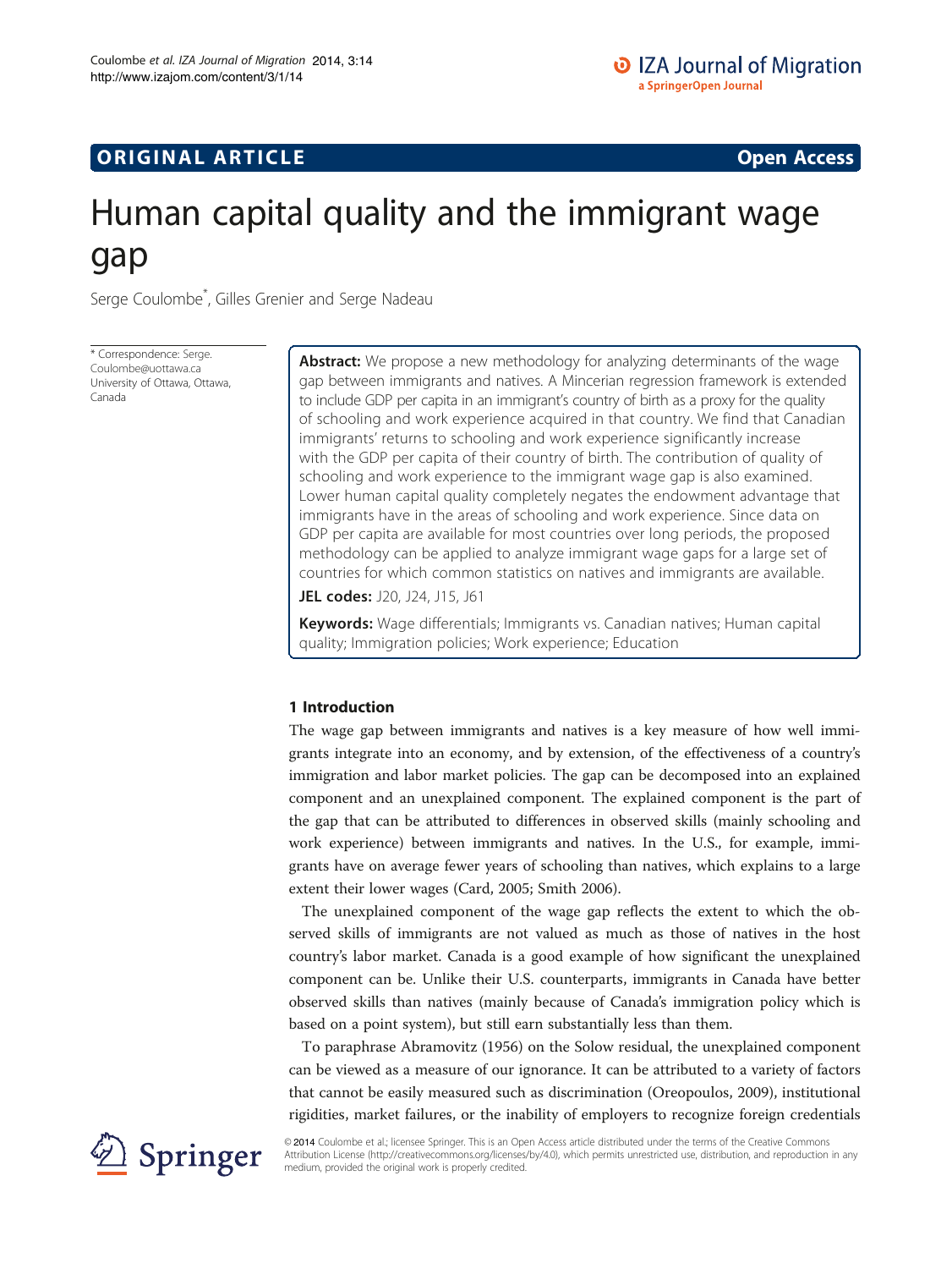ORIGINAL ARTICLE Open Access

# Human capital quality and the immigrant wage gap

Serge Coulombe*, Gilles Grenier and Serge Nadeau

* Correspondence: Serge.Coulombe@uottawa.ca
University of Ottawa, Ottawa, Canada

**Abstract:** We propose a new methodology for analyzing determinants of the wage gap between immigrants and natives. A Mincerian regression framework is extended to include GDP per capita in an immigrant's country of birth as a proxy for the quality of schooling and work experience acquired in that country. We find that Canadian immigrants' returns to schooling and work experience significantly increase with the GDP per capita of their country of birth. The contribution of quality of schooling and work experience to the immigrant wage gap is also examined. Lower human capital quality completely negates the endowment advantage that immigrants have in the areas of schooling and work experience. Since data on GDP per capita are available for most countries over long periods, the proposed methodology can be applied to analyze immigrant wage gaps for a large set of countries for which common statistics on natives and immigrants are available.

**JEL codes:** J20, J24, J15, J61

**Keywords:** Wage differentials; Immigrants vs. Canadian natives; Human capital quality; Immigration policies; Work experience; Education

## 1 Introduction

The wage gap between immigrants and natives is a key measure of how well immigrants integrate into an economy, and by extension, of the effectiveness of a country's immigration and labor market policies. The gap can be decomposed into an explained component and an unexplained component. The explained component is the part of the gap that can be attributed to differences in observed skills (mainly schooling and work experience) between immigrants and natives. In the U.S., for example, immigrants have on average fewer years of schooling than natives, which explains to a large extent their lower wages (Card, 2005; Smith 2006).

The unexplained component of the wage gap reflects the extent to which the observed skills of immigrants are not valued as much as those of natives in the host country's labor market. Canada is a good example of how significant the unexplained component can be. Unlike their U.S. counterparts, immigrants in Canada have better observed skills than natives (mainly because of Canada's immigration policy which is based on a point system), but still earn substantially less than them.

To paraphrase Abramovitz (1956) on the Solow residual, the unexplained component can be viewed as a measure of our ignorance. It can be attributed to a variety of factors that cannot be easily measured such as discrimination (Oreopoulos, 2009), institutional rigidities, market failures, or the inability of employers to recognize foreign credentials

© 2014 Coulombe et al.; licensee Springer. This is an Open Access article distributed under the terms of the Creative Commons Attribution License (http://creativecommons.org/licenses/by/4.0), which permits unrestricted use, distribution, and reproduction in any medium, provided the original work is properly credited.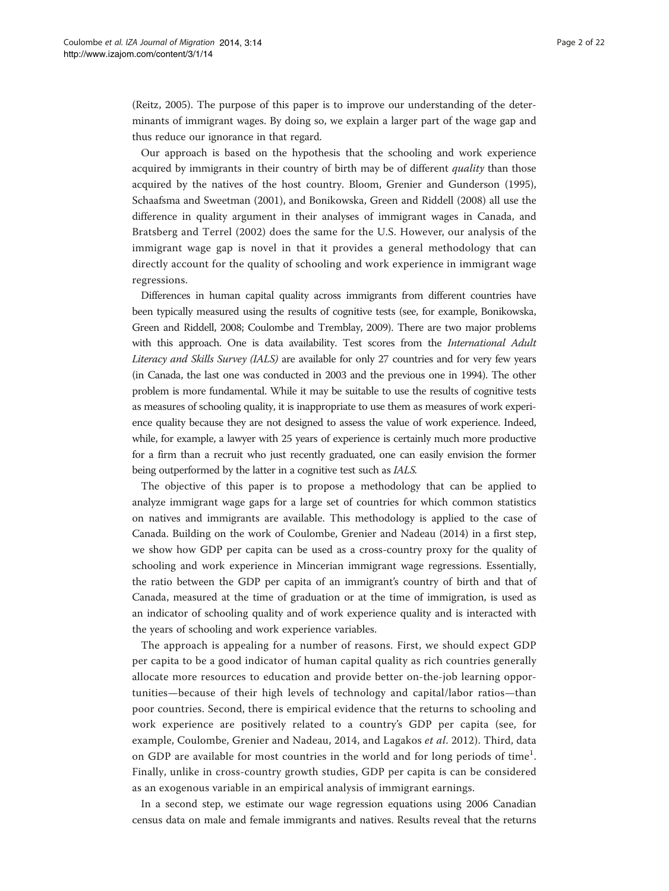(Reitz, 2005). The purpose of this paper is to improve our understanding of the determinants of immigrant wages. By doing so, we explain a larger part of the wage gap and thus reduce our ignorance in that regard.

Our approach is based on the hypothesis that the schooling and work experience acquired by immigrants in their country of birth may be of different *quality* than those acquired by the natives of the host country. Bloom, Grenier and Gunderson (1995), Schaafsma and Sweetman (2001), and Bonikowska, Green and Riddell (2008) all use the difference in quality argument in their analyses of immigrant wages in Canada, and Bratsberg and Terrel (2002) does the same for the U.S. However, our analysis of the immigrant wage gap is novel in that it provides a general methodology that can directly account for the quality of schooling and work experience in immigrant wage regressions.

Differences in human capital quality across immigrants from different countries have been typically measured using the results of cognitive tests (see, for example, Bonikowska, Green and Riddell, 2008; Coulombe and Tremblay, 2009). There are two major problems with this approach. One is data availability. Test scores from the *International Adult Literacy and Skills Survey (IALS)* are available for only 27 countries and for very few years (in Canada, the last one was conducted in 2003 and the previous one in 1994). The other problem is more fundamental. While it may be suitable to use the results of cognitive tests as measures of schooling quality, it is inappropriate to use them as measures of work experience quality because they are not designed to assess the value of work experience. Indeed, while, for example, a lawyer with 25 years of experience is certainly much more productive for a firm than a recruit who just recently graduated, one can easily envision the former being outperformed by the latter in a cognitive test such as *IALS.*

The objective of this paper is to propose a methodology that can be applied to analyze immigrant wage gaps for a large set of countries for which common statistics on natives and immigrants are available. This methodology is applied to the case of Canada. Building on the work of Coulombe, Grenier and Nadeau (2014) in a first step, we show how GDP per capita can be used as a cross-country proxy for the quality of schooling and work experience in Mincerian immigrant wage regressions. Essentially, the ratio between the GDP per capita of an immigrant's country of birth and that of Canada, measured at the time of graduation or at the time of immigration, is used as an indicator of schooling quality and of work experience quality and is interacted with the years of schooling and work experience variables.

The approach is appealing for a number of reasons. First, we should expect GDP per capita to be a good indicator of human capital quality as rich countries generally allocate more resources to education and provide better on-the-job learning opportunities—because of their high levels of technology and capital/labor ratios—than poor countries. Second, there is empirical evidence that the returns to schooling and work experience are positively related to a country's GDP per capita (see, for example, Coulombe, Grenier and Nadeau, 2014, and Lagakos *et al*. 2012). Third, data on GDP are available for most countries in the world and for long periods of time[1]. Finally, unlike in cross-country growth studies, GDP per capita is can be considered as an exogenous variable in an empirical analysis of immigrant earnings.

In a second step, we estimate our wage regression equations using 2006 Canadian census data on male and female immigrants and natives. Results reveal that the returns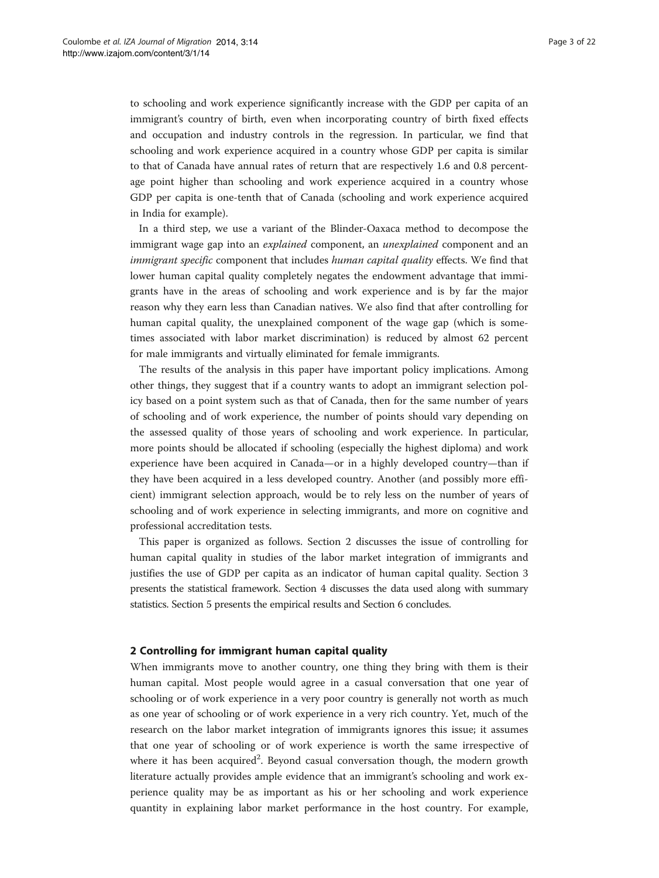to schooling and work experience significantly increase with the GDP per capita of an immigrant's country of birth, even when incorporating country of birth fixed effects and occupation and industry controls in the regression. In particular, we find that schooling and work experience acquired in a country whose GDP per capita is similar to that of Canada have annual rates of return that are respectively 1.6 and 0.8 percentage point higher than schooling and work experience acquired in a country whose GDP per capita is one-tenth that of Canada (schooling and work experience acquired in India for example).

In a third step, we use a variant of the Blinder-Oaxaca method to decompose the immigrant wage gap into an *explained* component, an *unexplained* component and an *immigrant specific* component that includes *human capital quality* effects. We find that lower human capital quality completely negates the endowment advantage that immigrants have in the areas of schooling and work experience and is by far the major reason why they earn less than Canadian natives. We also find that after controlling for human capital quality, the unexplained component of the wage gap (which is sometimes associated with labor market discrimination) is reduced by almost 62 percent for male immigrants and virtually eliminated for female immigrants.

The results of the analysis in this paper have important policy implications. Among other things, they suggest that if a country wants to adopt an immigrant selection policy based on a point system such as that of Canada, then for the same number of years of schooling and of work experience, the number of points should vary depending on the assessed quality of those years of schooling and work experience. In particular, more points should be allocated if schooling (especially the highest diploma) and work experience have been acquired in Canada—or in a highly developed country—than if they have been acquired in a less developed country. Another (and possibly more efficient) immigrant selection approach, would be to rely less on the number of years of schooling and of work experience in selecting immigrants, and more on cognitive and professional accreditation tests.

This paper is organized as follows. Section 2 discusses the issue of controlling for human capital quality in studies of the labor market integration of immigrants and justifies the use of GDP per capita as an indicator of human capital quality. Section 3 presents the statistical framework. Section 4 discusses the data used along with summary statistics. Section 5 presents the empirical results and Section 6 concludes.

## 2 Controlling for immigrant human capital quality

When immigrants move to another country, one thing they bring with them is their human capital. Most people would agree in a casual conversation that one year of schooling or of work experience in a very poor country is generally not worth as much as one year of schooling or of work experience in a very rich country. Yet, much of the research on the labor market integration of immigrants ignores this issue; it assumes that one year of schooling or of work experience is worth the same irrespective of where it has been acquired[2]. Beyond casual conversation though, the modern growth literature actually provides ample evidence that an immigrant's schooling and work experience quality may be as important as his or her schooling and work experience quantity in explaining labor market performance in the host country. For example,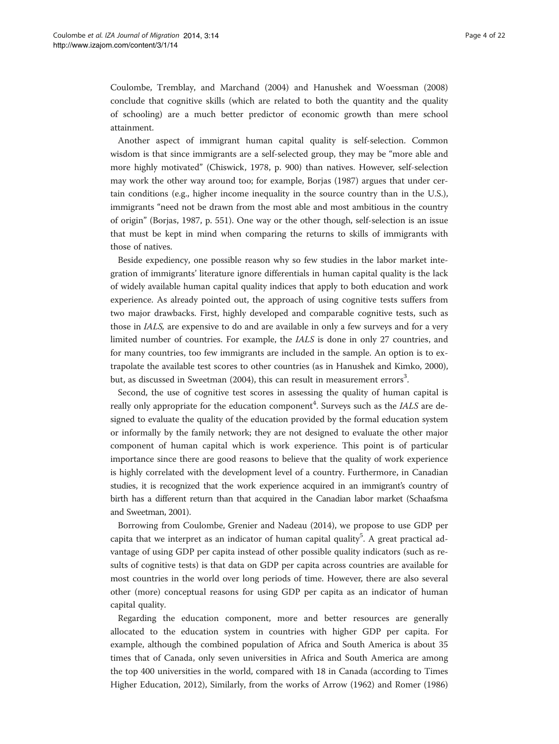Coulombe, Tremblay, and Marchand (2004) and Hanushek and Woessman (2008) conclude that cognitive skills (which are related to both the quantity and the quality of schooling) are a much better predictor of economic growth than mere school attainment.

Another aspect of immigrant human capital quality is self-selection. Common wisdom is that since immigrants are a self-selected group, they may be "more able and more highly motivated" (Chiswick, 1978, p. 900) than natives. However, self-selection may work the other way around too; for example, Borjas (1987) argues that under certain conditions (e.g., higher income inequality in the source country than in the U.S.), immigrants "need not be drawn from the most able and most ambitious in the country of origin" (Borjas, 1987, p. 551). One way or the other though, self-selection is an issue that must be kept in mind when comparing the returns to skills of immigrants with those of natives.

Beside expediency, one possible reason why so few studies in the labor market integration of immigrants' literature ignore differentials in human capital quality is the lack of widely available human capital quality indices that apply to both education and work experience. As already pointed out, the approach of using cognitive tests suffers from two major drawbacks. First, highly developed and comparable cognitive tests, such as those in *IALS*, are expensive to do and are available in only a few surveys and for a very limited number of countries. For example, the *IALS* is done in only 27 countries, and for many countries, too few immigrants are included in the sample. An option is to extrapolate the available test scores to other countries (as in Hanushek and Kimko, 2000), but, as discussed in Sweetman (2004), this can result in measurement errors[3].

Second, the use of cognitive test scores in assessing the quality of human capital is really only appropriate for the education component[4]. Surveys such as the *IALS* are designed to evaluate the quality of the education provided by the formal education system or informally by the family network; they are not designed to evaluate the other major component of human capital which is work experience. This point is of particular importance since there are good reasons to believe that the quality of work experience is highly correlated with the development level of a country. Furthermore, in Canadian studies, it is recognized that the work experience acquired in an immigrant's country of birth has a different return than that acquired in the Canadian labor market (Schaafsma and Sweetman, 2001).

Borrowing from Coulombe, Grenier and Nadeau (2014), we propose to use GDP per capita that we interpret as an indicator of human capital quality[5]. A great practical advantage of using GDP per capita instead of other possible quality indicators (such as results of cognitive tests) is that data on GDP per capita across countries are available for most countries in the world over long periods of time. However, there are also several other (more) conceptual reasons for using GDP per capita as an indicator of human capital quality.

Regarding the education component, more and better resources are generally allocated to the education system in countries with higher GDP per capita. For example, although the combined population of Africa and South America is about 35 times that of Canada, only seven universities in Africa and South America are among the top 400 universities in the world, compared with 18 in Canada (according to Times Higher Education, 2012), Similarly, from the works of Arrow (1962) and Romer (1986)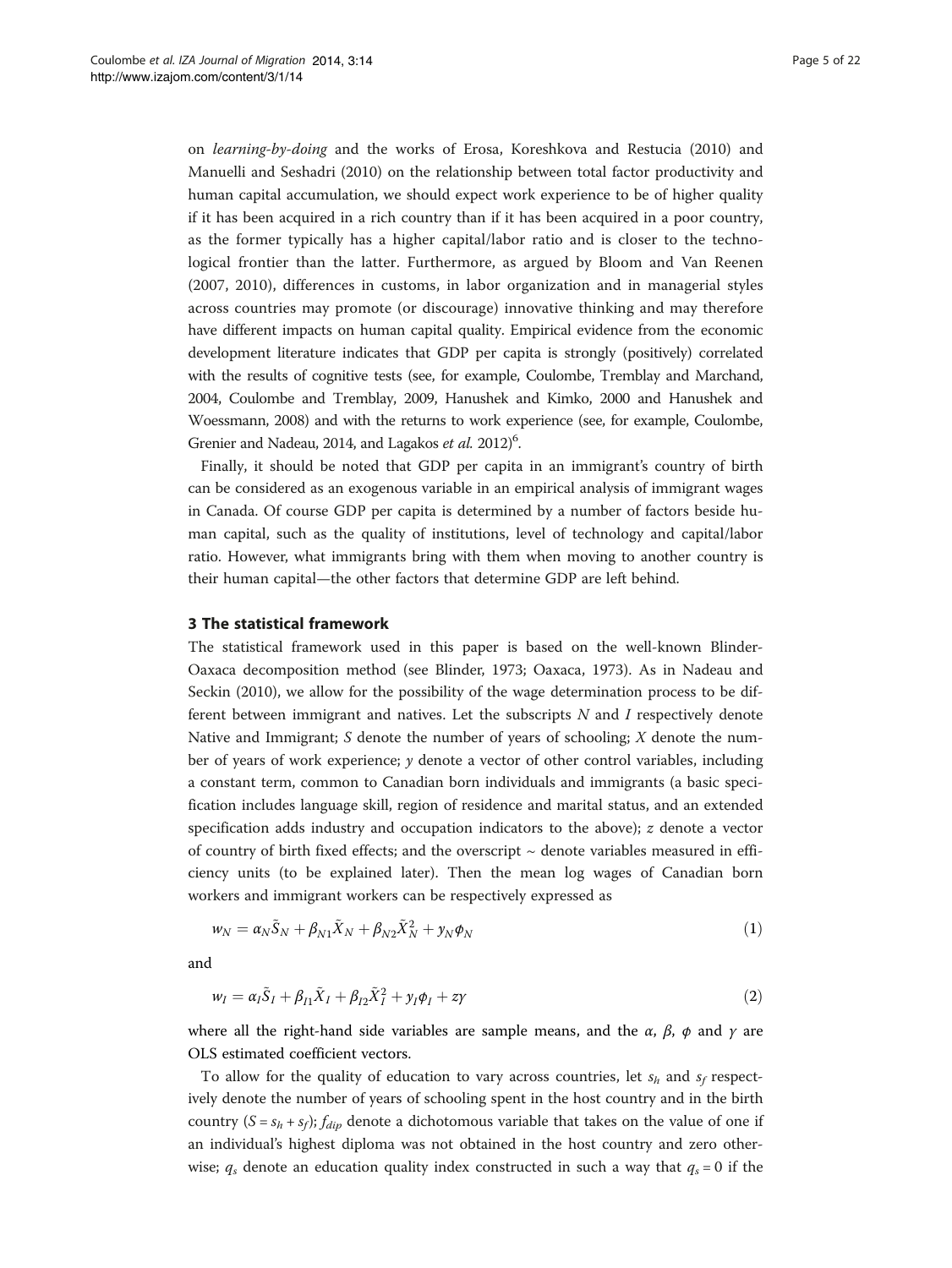on *learning-by-doing* and the works of Erosa, Koreshkova and Restucia (2010) and Manuelli and Seshadri (2010) on the relationship between total factor productivity and human capital accumulation, we should expect work experience to be of higher quality if it has been acquired in a rich country than if it has been acquired in a poor country, as the former typically has a higher capital/labor ratio and is closer to the technological frontier than the latter. Furthermore, as argued by Bloom and Van Reenen (2007, 2010), differences in customs, in labor organization and in managerial styles across countries may promote (or discourage) innovative thinking and may therefore have different impacts on human capital quality. Empirical evidence from the economic development literature indicates that GDP per capita is strongly (positively) correlated with the results of cognitive tests (see, for example, Coulombe, Tremblay and Marchand, 2004, Coulombe and Tremblay, 2009, Hanushek and Kimko, 2000 and Hanushek and Woessmann, 2008) and with the returns to work experience (see, for example, Coulombe, Grenier and Nadeau, 2014, and Lagakos *et al.* 2012)[6].

Finally, it should be noted that GDP per capita in an immigrant's country of birth can be considered as an exogenous variable in an empirical analysis of immigrant wages in Canada. Of course GDP per capita is determined by a number of factors beside human capital, such as the quality of institutions, level of technology and capital/labor ratio. However, what immigrants bring with them when moving to another country is their human capital—the other factors that determine GDP are left behind.

## 3 The statistical framework

The statistical framework used in this paper is based on the well-known Blinder-Oaxaca decomposition method (see Blinder, 1973; Oaxaca, 1973). As in Nadeau and Seckin (2010), we allow for the possibility of the wage determination process to be different between immigrant and natives. Let the subscripts $N$ and $I$ respectively denote Native and Immigrant; $S$ denote the number of years of schooling; $X$ denote the number of years of work experience; $y$ denote a vector of other control variables, including a constant term, common to Canadian born individuals and immigrants (a basic specification includes language skill, region of residence and marital status, and an extended specification adds industry and occupation indicators to the above); $z$ denote a vector of country of birth fixed effects; and the overscript $\sim$ denote variables measured in efficiency units (to be explained later). Then the mean log wages of Canadian born workers and immigrant workers can be respectively expressed as

$$w_N = \alpha_N \tilde{S}_N + \beta_{N1} \tilde{X}_N + \beta_{N2} \tilde{X}_N^2 + y_N \phi_N \tag{1}$$

and

$$w_I = \alpha_I \tilde{S}_I + \beta_{I1} \tilde{X}_I + \beta_{I2} \tilde{X}_I^2 + y_I \phi_I + z\gamma \tag{2}$$

where all the right-hand side variables are sample means, and the $\alpha$, $\beta$, $\phi$ and $\gamma$ are OLS estimated coefficient vectors.

To allow for the quality of education to vary across countries, let $s_h$ and $s_f$ respectively denote the number of years of schooling spent in the host country and in the birth country ($S = s_h + s_f$); $f_{dip}$ denote a dichotomous variable that takes on the value of one if an individual's highest diploma was not obtained in the host country and zero otherwise; $q_s$ denote an education quality index constructed in such a way that $q_s = 0$ if the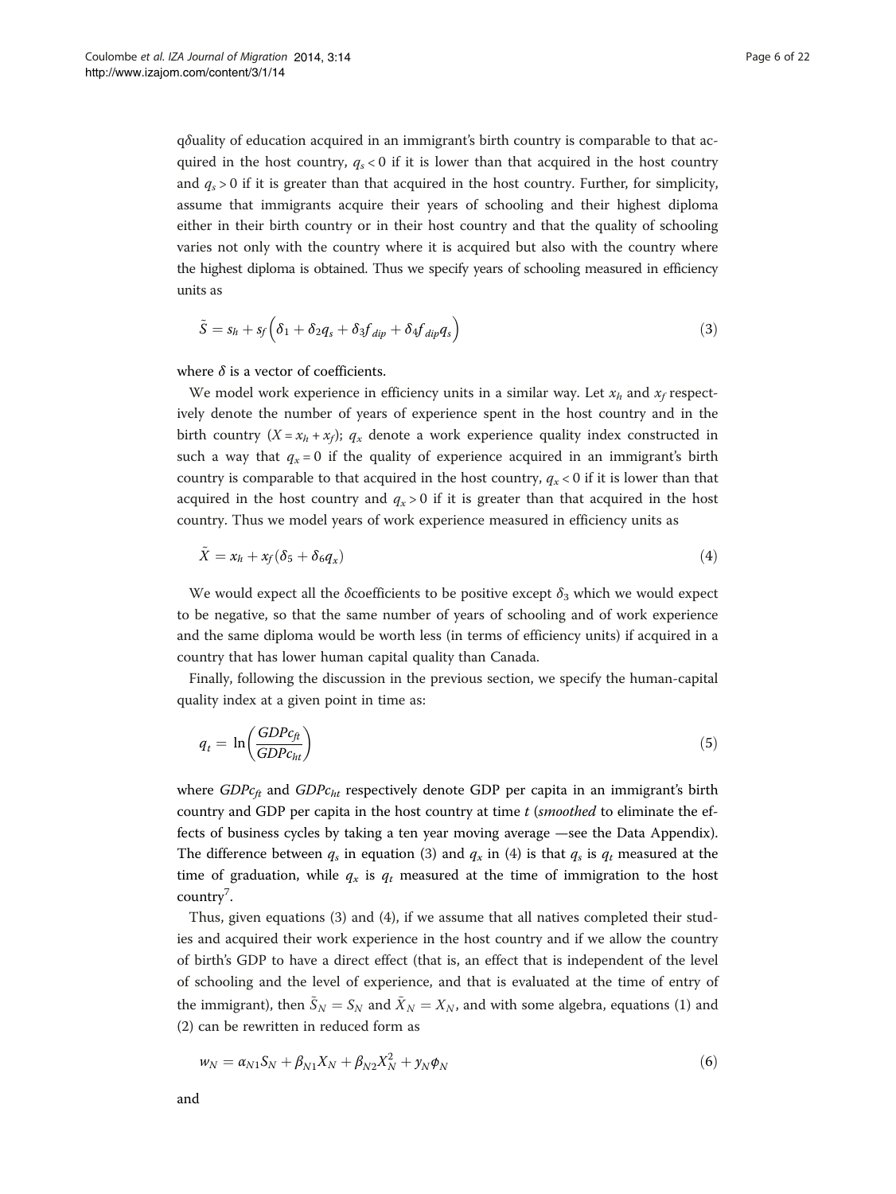q$\delta$uality of education acquired in an immigrant's birth country is comparable to that acquired in the host country, $q_s < 0$ if it is lower than that acquired in the host country and $q_s > 0$ if it is greater than that acquired in the host country. Further, for simplicity, assume that immigrants acquire their years of schooling and their highest diploma either in their birth country or in their host country and that the quality of schooling varies not only with the country where it is acquired but also with the country where the highest diploma is obtained. Thus we specify years of schooling measured in efficiency units as

$$\tilde{S} = s_h + s_f\left(\delta_1 + \delta_2 q_s + \delta_3 f_{dip} + \delta_4 f_{dip} q_s\right) \tag{3}$$

where $\delta$ is a vector of coefficients.

We model work experience in efficiency units in a similar way. Let $x_h$ and $x_f$ respectively denote the number of years of experience spent in the host country and in the birth country ($X = x_h + x_f$); $q_x$ denote a work experience quality index constructed in such a way that $q_x = 0$ if the quality of experience acquired in an immigrant's birth country is comparable to that acquired in the host country, $q_x < 0$ if it is lower than that acquired in the host country and $q_x > 0$ if it is greater than that acquired in the host country. Thus we model years of work experience measured in efficiency units as

$$\tilde{X} = x_h + x_f(\delta_5 + \delta_6 q_x) \tag{4}$$

We would expect all the $\delta$coefficients to be positive except $\delta_3$ which we would expect to be negative, so that the same number of years of schooling and of work experience and the same diploma would be worth less (in terms of efficiency units) if acquired in a country that has lower human capital quality than Canada.

Finally, following the discussion in the previous section, we specify the human-capital quality index at a given point in time as:

$$q_t = \ln\left(\frac{GDPc_{ft}}{GDPc_{ht}}\right) \tag{5}$$

where $GDPc_{ft}$ and $GDPc_{ht}$ respectively denote GDP per capita in an immigrant's birth country and GDP per capita in the host country at time $t$ (*smoothed* to eliminate the effects of business cycles by taking a ten year moving average —see the Data Appendix). The difference between $q_s$ in equation (3) and $q_x$ in (4) is that $q_s$ is $q_t$ measured at the time of graduation, while $q_x$ is $q_t$ measured at the time of immigration to the host country[7].

Thus, given equations (3) and (4), if we assume that all natives completed their studies and acquired their work experience in the host country and if we allow the country of birth's GDP to have a direct effect (that is, an effect that is independent of the level of schooling and the level of experience, and that is evaluated at the time of entry of the immigrant), then $\tilde{S}_N = S_N$ and $\tilde{X}_N = X_N$, and with some algebra, equations (1) and (2) can be rewritten in reduced form as

$$w_N = \alpha_{N1} S_N + \beta_{N1} X_N + \beta_{N2} X_N^2 + y_N \phi_N \tag{6}$$

and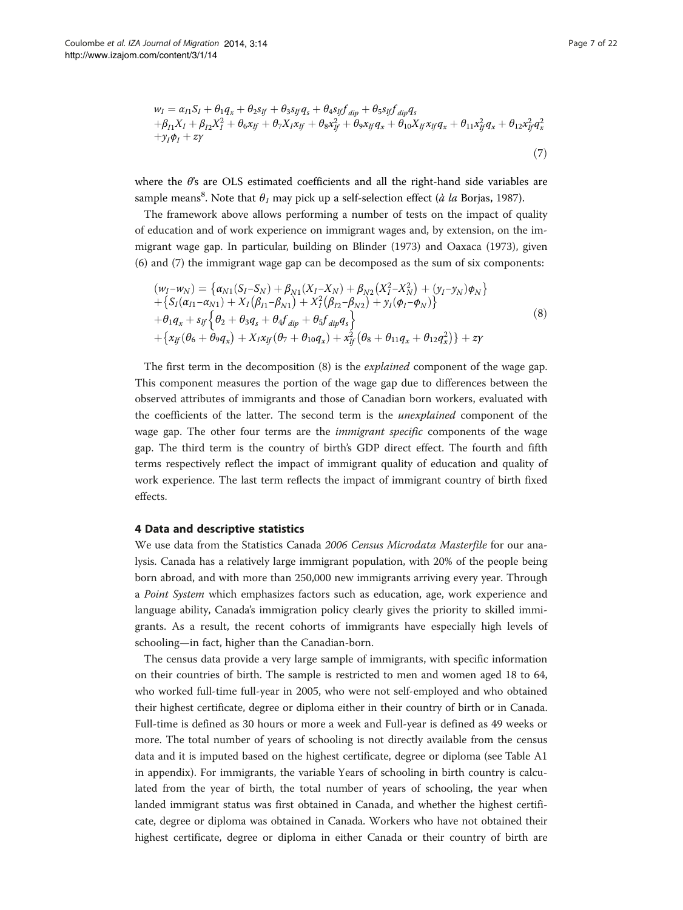$$
\begin{aligned}
w_I = {} & \alpha_{I1}S_I + \theta_1 q_x + \theta_2 s_{If} + \theta_3 s_{If} q_s + \theta_4 s_{If} f_{dip} + \theta_5 s_{If} f_{dip} q_s \\
& + \beta_{I1}X_I + \beta_{I2}X_I^2 + \theta_6 x_{If} + \theta_7 X_I x_{If} + \theta_8 x_{If}^2 + \theta_9 x_{If} q_x + \theta_{10} X_{If} x_{If} q_x + \theta_{11} x_{If}^2 q_x + \theta_{12} x_{If}^2 q_x^2 \\
& + y_I \phi_I + z\gamma
\end{aligned}
\tag{7}
$$

where the $\theta$'s are OLS estimated coefficients and all the right-hand side variables are sample means[8]. Note that $\theta_1$ may pick up a self-selection effect (*à la* Borjas, 1987).

The framework above allows performing a number of tests on the impact of quality of education and of work experience on immigrant wages and, by extension, on the immigrant wage gap. In particular, building on Blinder (1973) and Oaxaca (1973), given (6) and (7) the immigrant wage gap can be decomposed as the sum of six components:

$$
\begin{aligned}
(w_I - w_N) = {} & \left\{ \alpha_{N1}(S_I - S_N) + \beta_{N1}(X_I - X_N) + \beta_{N2}\left(X_I^2 - X_N^2\right) + (y_I - y_N)\phi_N \right\} \\
& + \left\{ S_I(\alpha_{I1} - \alpha_{N1}) + X_I(\beta_{I1} - \beta_{N1}) + X_I^2(\beta_{I2} - \beta_{N2}) + y_I(\phi_I - \phi_N) \right\} \\
& + \theta_1 q_x + s_{If}\left\{ \theta_2 + \theta_3 q_s + \theta_4 f_{dip} + \theta_5 f_{dip} q_s \right\} \\
& + \left\{ x_{If}(\theta_6 + \theta_9 q_x) + X_I x_{If}(\theta_7 + \theta_{10} q_x) + x_{If}^2\left(\theta_8 + \theta_{11} q_x + \theta_{12} q_x^2\right) \right\} + z\gamma
\end{aligned}
\tag{8}
$$

The first term in the decomposition (8) is the *explained* component of the wage gap. This component measures the portion of the wage gap due to differences between the observed attributes of immigrants and those of Canadian born workers, evaluated with the coefficients of the latter. The second term is the *unexplained* component of the wage gap. The other four terms are the *immigrant specific* components of the wage gap. The third term is the country of birth's GDP direct effect. The fourth and fifth terms respectively reflect the impact of immigrant quality of education and quality of work experience. The last term reflects the impact of immigrant country of birth fixed effects.

## 4 Data and descriptive statistics

We use data from the Statistics Canada *2006 Census Microdata Masterfile* for our analysis. Canada has a relatively large immigrant population, with 20% of the people being born abroad, and with more than 250,000 new immigrants arriving every year. Through a *Point System* which emphasizes factors such as education, age, work experience and language ability, Canada's immigration policy clearly gives the priority to skilled immigrants. As a result, the recent cohorts of immigrants have especially high levels of schooling—in fact, higher than the Canadian-born.

The census data provide a very large sample of immigrants, with specific information on their countries of birth. The sample is restricted to men and women aged 18 to 64, who worked full-time full-year in 2005, who were not self-employed and who obtained their highest certificate, degree or diploma either in their country of birth or in Canada. Full-time is defined as 30 hours or more a week and Full-year is defined as 49 weeks or more. The total number of years of schooling is not directly available from the census data and it is imputed based on the highest certificate, degree or diploma (see Table A1 in appendix). For immigrants, the variable Years of schooling in birth country is calculated from the year of birth, the total number of years of schooling, the year when landed immigrant status was first obtained in Canada, and whether the highest certificate, degree or diploma was obtained in Canada. Workers who have not obtained their highest certificate, degree or diploma in either Canada or their country of birth are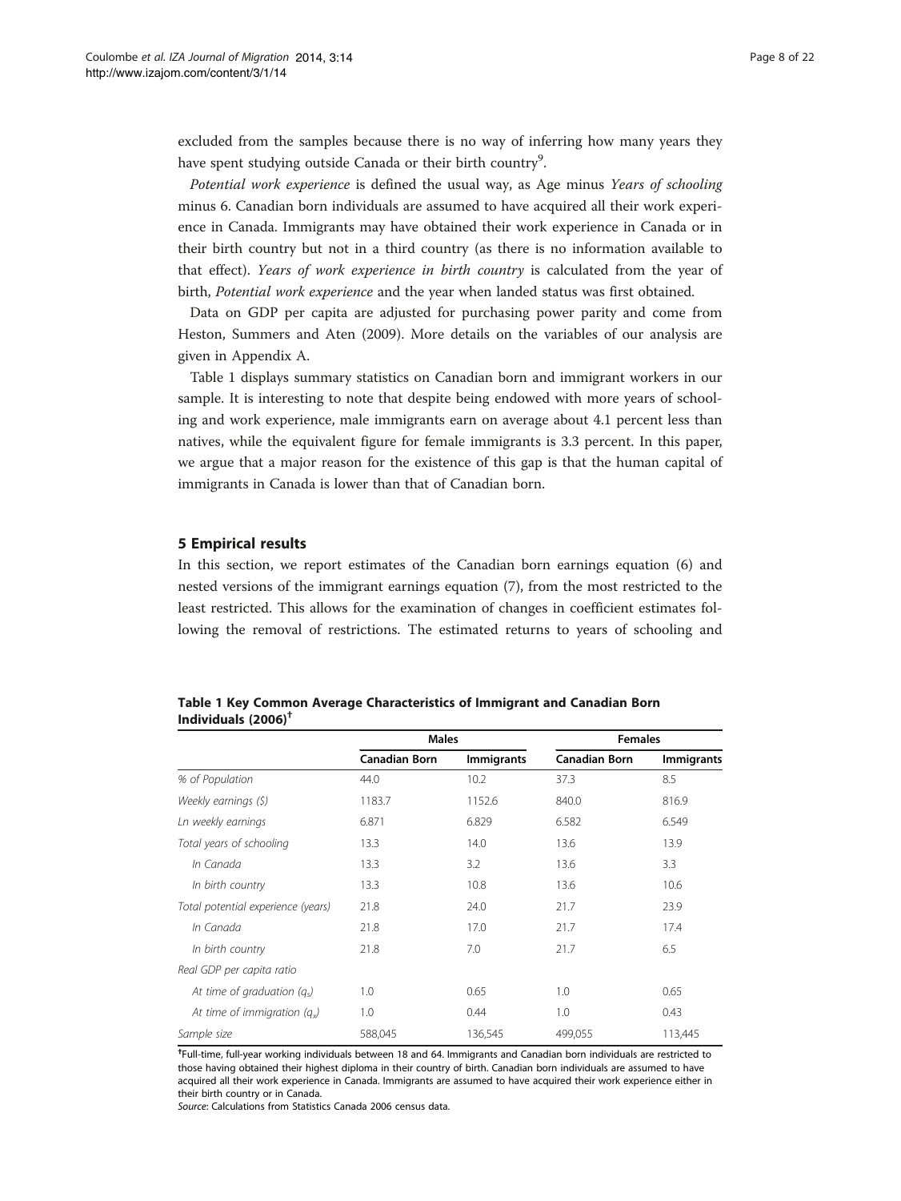excluded from the samples because there is no way of inferring how many years they have spent studying outside Canada or their birth country[9].

*Potential work experience* is defined the usual way, as Age minus *Years of schooling* minus 6. Canadian born individuals are assumed to have acquired all their work experience in Canada. Immigrants may have obtained their work experience in Canada or in their birth country but not in a third country (as there is no information available to that effect). *Years of work experience in birth country* is calculated from the year of birth, *Potential work experience* and the year when landed status was first obtained.

Data on GDP per capita are adjusted for purchasing power parity and come from Heston, Summers and Aten (2009). More details on the variables of our analysis are given in Appendix A.

Table 1 displays summary statistics on Canadian born and immigrant workers in our sample. It is interesting to note that despite being endowed with more years of schooling and work experience, male immigrants earn on average about 4.1 percent less than natives, while the equivalent figure for female immigrants is 3.3 percent. In this paper, we argue that a major reason for the existence of this gap is that the human capital of immigrants in Canada is lower than that of Canadian born.

## 5 Empirical results

In this section, we report estimates of the Canadian born earnings equation (6) and nested versions of the immigrant earnings equation (7), from the most restricted to the least restricted. This allows for the examination of changes in coefficient estimates following the removal of restrictions. The estimated returns to years of schooling and

**Table 1 Key Common Average Characteristics of Immigrant and Canadian Born Individuals (2006)[†]**

| | Males | | Females | |
|---|---|---|---|---|
| | **Canadian Born** | **Immigrants** | **Canadian Born** | **Immigrants** |
| *% of Population* | 44.0 | 10.2 | 37.3 | 8.5 |
| *Weekly earnings ($)* | 1183.7 | 1152.6 | 840.0 | 816.9 |
| *Ln weekly earnings* | 6.871 | 6.829 | 6.582 | 6.549 |
| *Total years of schooling* | 13.3 | 14.0 | 13.6 | 13.9 |
| *In Canada* | 13.3 | 3.2 | 13.6 | 3.3 |
| *In birth country* | 13.3 | 10.8 | 13.6 | 10.6 |
| *Total potential experience (years)* | 21.8 | 24.0 | 21.7 | 23.9 |
| *In Canada* | 21.8 | 17.0 | 21.7 | 17.4 |
| *In birth country* | 21.8 | 7.0 | 21.7 | 6.5 |
| *Real GDP per capita ratio* | | | | |
| *At time of graduation ($q_s$)* | 1.0 | 0.65 | 1.0 | 0.65 |
| *At time of immigration ($q_x$)* | 1.0 | 0.44 | 1.0 | 0.43 |
| *Sample size* | 588,045 | 136,545 | 499,055 | 113,445 |

[†]Full-time, full-year working individuals between 18 and 64. Immigrants and Canadian born individuals are restricted to those having obtained their highest diploma in their country of birth. Canadian born individuals are assumed to have acquired all their work experience in Canada. Immigrants are assumed to have acquired their work experience either in their birth country or in Canada.

*Source*: Calculations from Statistics Canada 2006 census data.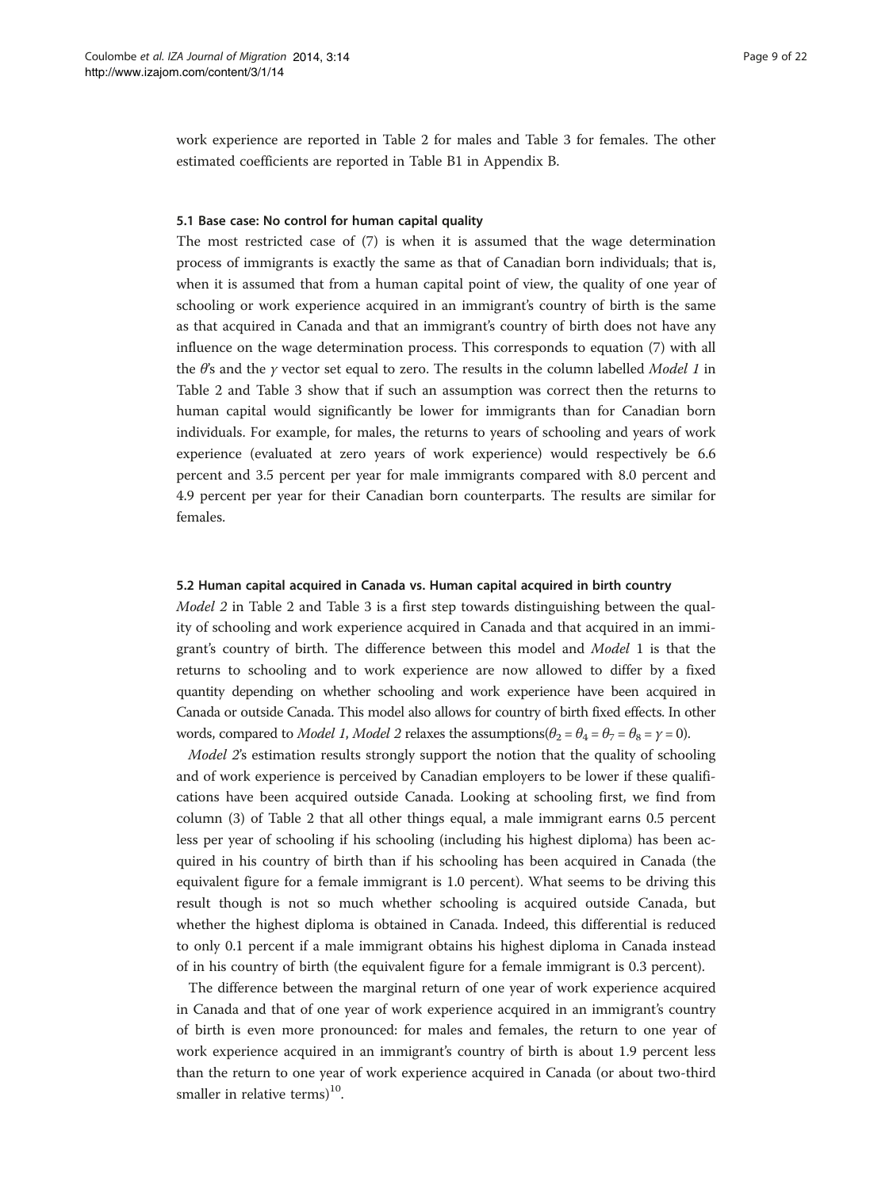work experience are reported in Table 2 for males and Table 3 for females. The other estimated coefficients are reported in Table B1 in Appendix B.

### 5.1 Base case: No control for human capital quality

The most restricted case of (7) is when it is assumed that the wage determination process of immigrants is exactly the same as that of Canadian born individuals; that is, when it is assumed that from a human capital point of view, the quality of one year of schooling or work experience acquired in an immigrant's country of birth is the same as that acquired in Canada and that an immigrant's country of birth does not have any influence on the wage determination process. This corresponds to equation (7) with all the $\theta$'s and the $\gamma$ vector set equal to zero. The results in the column labelled *Model 1* in Table 2 and Table 3 show that if such an assumption was correct then the returns to human capital would significantly be lower for immigrants than for Canadian born individuals. For example, for males, the returns to years of schooling and years of work experience (evaluated at zero years of work experience) would respectively be 6.6 percent and 3.5 percent per year for male immigrants compared with 8.0 percent and 4.9 percent per year for their Canadian born counterparts. The results are similar for females.

### 5.2 Human capital acquired in Canada vs. Human capital acquired in birth country

*Model 2* in Table 2 and Table 3 is a first step towards distinguishing between the quality of schooling and work experience acquired in Canada and that acquired in an immigrant's country of birth. The difference between this model and *Model* 1 is that the returns to schooling and to work experience are now allowed to differ by a fixed quantity depending on whether schooling and work experience have been acquired in Canada or outside Canada. This model also allows for country of birth fixed effects. In other words, compared to *Model 1*, *Model 2* relaxes the assumptions($\theta_2 = \theta_4 = \theta_7 = \theta_8 = \gamma = 0$).

*Model 2*'s estimation results strongly support the notion that the quality of schooling and of work experience is perceived by Canadian employers to be lower if these qualifications have been acquired outside Canada. Looking at schooling first, we find from column (3) of Table 2 that all other things equal, a male immigrant earns 0.5 percent less per year of schooling if his schooling (including his highest diploma) has been acquired in his country of birth than if his schooling has been acquired in Canada (the equivalent figure for a female immigrant is 1.0 percent). What seems to be driving this result though is not so much whether schooling is acquired outside Canada, but whether the highest diploma is obtained in Canada. Indeed, this differential is reduced to only 0.1 percent if a male immigrant obtains his highest diploma in Canada instead of in his country of birth (the equivalent figure for a female immigrant is 0.3 percent).

The difference between the marginal return of one year of work experience acquired in Canada and that of one year of work experience acquired in an immigrant's country of birth is even more pronounced: for males and females, the return to one year of work experience acquired in an immigrant's country of birth is about 1.9 percent less than the return to one year of work experience acquired in Canada (or about two-third smaller in relative terms)[10].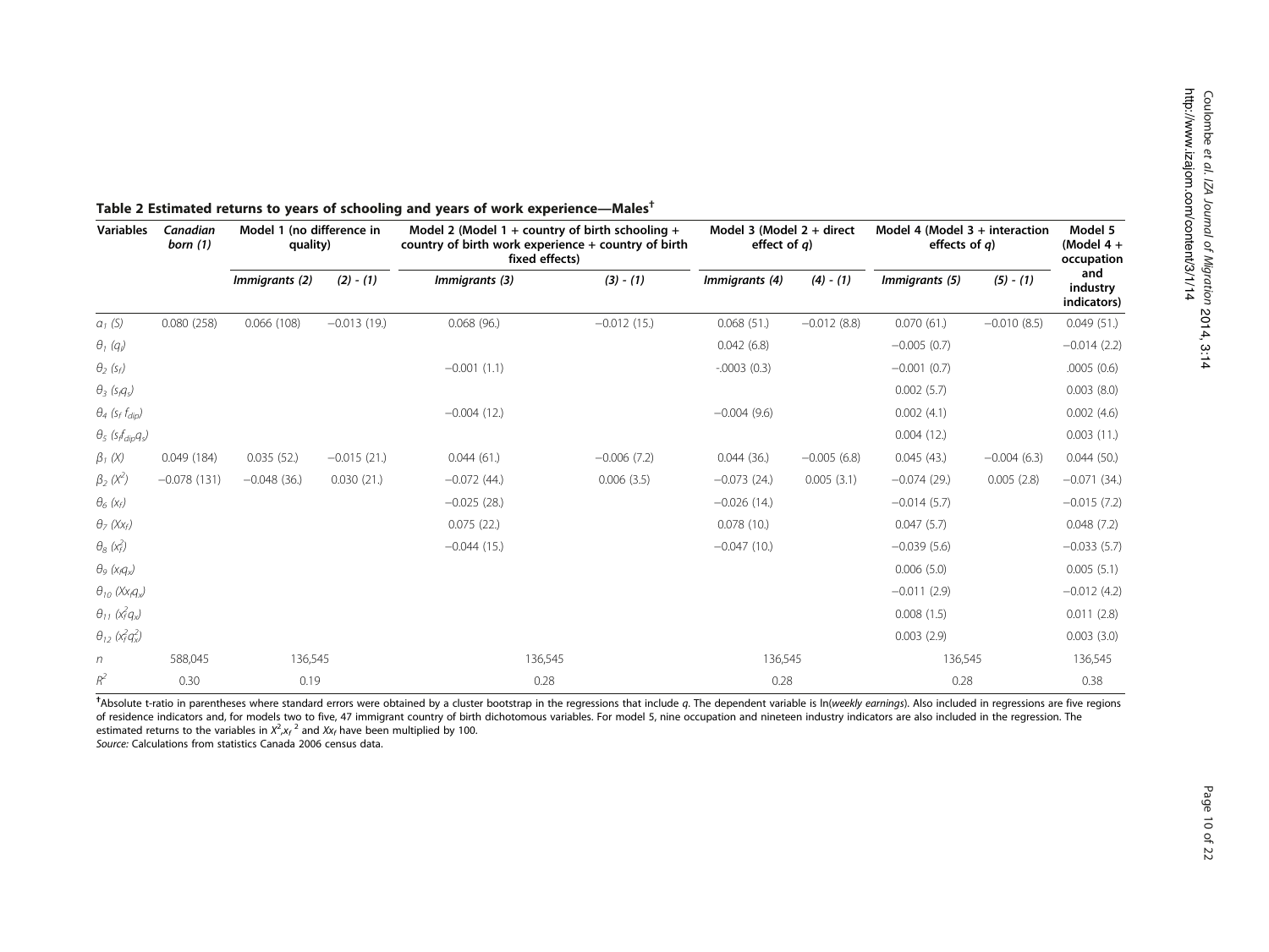**Table 2 Estimated returns to years of schooling and years of work experience—Males[†]**

| Variables | Canadian born (1) | Model 1 (no difference in quality) | | Model 2 (Model 1 + country of birth schooling + country of birth work experience + country of birth fixed effects) | | Model 3 (Model 2 + direct effect of $q$) | | Model 4 (Model 3 + interaction effects of $q$) | | Model 5 (Model 4 + occupation and industry indicators) |
|---|---|---|---|---|---|---|---|---|---|---|
| | | *Immigrants (2)* | *(2) - (1)* | *Immigrants (3)* | *(3) - (1)* | *Immigrants (4)* | *(4) - (1)* | *Immigrants (5)* | *(5) - (1)* | |
| $\alpha_1$ $(S)$ | 0.080 (258) | 0.066 (108) | −0.013 (19.) | 0.068 (96.) | −0.012 (15.) | 0.068 (51.) | −0.012 (8.8) | 0.070 (61.) | −0.010 (8.5) | 0.049 (51.) |
| $\theta_1$ $(q_s)$ | | | | | | 0.042 (6.8) | | −0.005 (0.7) | | −0.014 (2.2) |
| $\theta_2$ $(s_f)$ | | | | −0.001 (1.1) | | -.0003 (0.3) | | −0.001 (0.7) | | .0005 (0.6) |
| $\theta_3$ $(s_f q_s)$ | | | | | | | | 0.002 (5.7) | | 0.003 (8.0) |
| $\theta_4$ $(s_f\, f_{dip})$ | | | | −0.004 (12.) | | −0.004 (9.6) | | 0.002 (4.1) | | 0.002 (4.6) |
| $\theta_5$ $(s_f f_{dip} q_s)$ | | | | | | | | 0.004 (12.) | | 0.003 (11.) |
| $\beta_1$ $(X)$ | 0.049 (184) | 0.035 (52.) | −0.015 (21.) | 0.044 (61.) | −0.006 (7.2) | 0.044 (36.) | −0.005 (6.8) | 0.045 (43.) | −0.004 (6.3) | 0.044 (50.) |
| $\beta_2$ $(X^2)$ | −0.078 (131) | −0.048 (36.) | 0.030 (21.) | −0.072 (44.) | 0.006 (3.5) | −0.073 (24.) | 0.005 (3.1) | −0.074 (29.) | 0.005 (2.8) | −0.071 (34.) |
| $\theta_6$ $(x_f)$ | | | | −0.025 (28.) | | −0.026 (14.) | | −0.014 (5.7) | | −0.015 (7.2) |
| $\theta_7$ $(Xx_f)$ | | | | 0.075 (22.) | | 0.078 (10.) | | 0.047 (5.7) | | 0.048 (7.2) |
| $\theta_8$ $(x_f^2)$ | | | | −0.044 (15.) | | −0.047 (10.) | | −0.039 (5.6) | | −0.033 (5.7) |
| $\theta_9$ $(x_f q_x)$ | | | | | | | | 0.006 (5.0) | | 0.005 (5.1) |
| $\theta_{10}$ $(Xx_f q_x)$ | | | | | | | | −0.011 (2.9) | | −0.012 (4.2) |
| $\theta_{11}$ $(x_f^2 q_x)$ | | | | | | | | 0.008 (1.5) | | 0.011 (2.8) |
| $\theta_{12}$ $(x_f^2 q_x^2)$ | | | | | | | | 0.003 (2.9) | | 0.003 (3.0) |
| $n$ | 588,045 | 136,545 | | 136,545 | | 136,545 | | 136,545 | | 136,545 |
| $R^2$ | 0.30 | 0.19 | | 0.28 | | 0.28 | | 0.28 | | 0.38 |

[†]Absolute t-ratio in parentheses where standard errors were obtained by a cluster bootstrap in the regressions that include $q$. The dependent variable is ln(*weekly earnings*). Also included in regressions are five regions of residence indicators and, for models two to five, 47 immigrant country of birth dichotomous variables. For model 5, nine occupation and nineteen industry indicators are also included in the regression. The estimated returns to the variables in $X^2$,$x_f^{\,2}$ and $Xx_f$ have been multiplied by 100.

*Source:* Calculations from statistics Canada 2006 census data.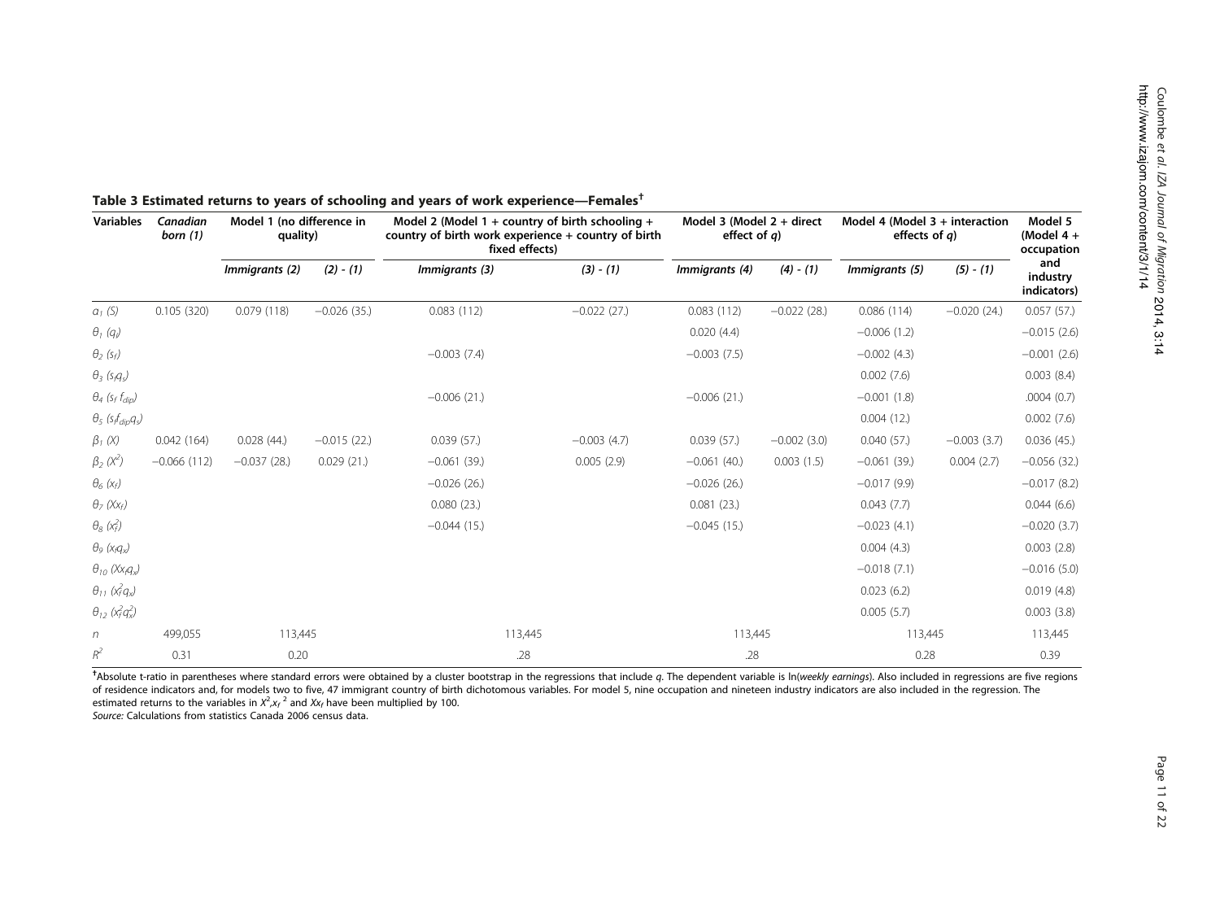**Table 3 Estimated returns to years of schooling and years of work experience—Females†**

| Variables | Canadian born (1) | Model 1 (no difference in quality) | | Model 2 (Model 1 + country of birth schooling + country of birth work experience + country of birth fixed effects) | | Model 3 (Model 2 + direct effect of $q$) | | Model 4 (Model 3 + interaction effects of $q$) | | Model 5 (Model 4 + occupation and industry indicators) |
|---|---|---|---|---|---|---|---|---|---|---|
| | | *Immigrants (2)* | *(2) - (1)* | *Immigrants (3)* | *(3) - (1)* | *Immigrants (4)* | *(4) - (1)* | *Immigrants (5)* | *(5) - (1)* | |
| $\alpha_1$ $(S)$ | 0.105 (320) | 0.079 (118) | −0.026 (35.) | 0.083 (112) | −0.022 (27.) | 0.083 (112) | −0.022 (28.) | 0.086 (114) | −0.020 (24.) | 0.057 (57.) |
| $\theta_1$ $(q_s)$ | | | | | | 0.020 (4.4) | | −0.006 (1.2) | | −0.015 (2.6) |
| $\theta_2$ $(s_f)$ | | | | −0.003 (7.4) | | −0.003 (7.5) | | −0.002 (4.3) | | −0.001 (2.6) |
| $\theta_3$ $(s_f q_s)$ | | | | | | | | 0.002 (7.6) | | 0.003 (8.4) |
| $\theta_4$ $(s_f\, f_{dip})$ | | | | −0.006 (21.) | | −0.006 (21.) | | −0.001 (1.8) | | .0004 (0.7) |
| $\theta_5$ $(s_f f_{dip} q_s)$ | | | | | | | | 0.004 (12.) | | 0.002 (7.6) |
| $\beta_1$ $(X)$ | 0.042 (164) | 0.028 (44.) | −0.015 (22.) | 0.039 (57.) | −0.003 (4.7) | 0.039 (57.) | −0.002 (3.0) | 0.040 (57.) | −0.003 (3.7) | 0.036 (45.) |
| $\beta_2$ $(X^2)$ | −0.066 (112) | −0.037 (28.) | 0.029 (21.) | −0.061 (39.) | 0.005 (2.9) | −0.061 (40.) | 0.003 (1.5) | −0.061 (39.) | 0.004 (2.7) | −0.056 (32.) |
| $\theta_6$ $(x_f)$ | | | | −0.026 (26.) | | −0.026 (26.) | | −0.017 (9.9) | | −0.017 (8.2) |
| $\theta_7$ $(Xx_f)$ | | | | 0.080 (23.) | | 0.081 (23.) | | 0.043 (7.7) | | 0.044 (6.6) |
| $\theta_8$ $(x_f^2)$ | | | | −0.044 (15.) | | −0.045 (15.) | | −0.023 (4.1) | | −0.020 (3.7) |
| $\theta_9$ $(x_f q_x)$ | | | | | | | | 0.004 (4.3) | | 0.003 (2.8) |
| $\theta_{10}$ $(Xx_f q_x)$ | | | | | | | | −0.018 (7.1) | | −0.016 (5.0) |
| $\theta_{11}$ $(x_f^2 q_x)$ | | | | | | | | 0.023 (6.2) | | 0.019 (4.8) |
| $\theta_{12}$ $(x_f^2 q_x^2)$ | | | | | | | | 0.005 (5.7) | | 0.003 (3.8) |
| $n$ | 499,055 | 113,445 | | 113,445 | | 113,445 | | 113,445 | | 113,445 |
| $R^2$ | 0.31 | 0.20 | | .28 | | .28 | | 0.28 | | 0.39 |

†Absolute t-ratio in parentheses where standard errors were obtained by a cluster bootstrap in the regressions that include $q$. The dependent variable is ln(*weekly earnings*). Also included in regressions are five regions of residence indicators and, for models two to five, 47 immigrant country of birth dichotomous variables. For model 5, nine occupation and nineteen industry indicators are also included in the regression. The estimated returns to the variables in $X^2$,$x_f^{\,2}$ and $Xx_f$ have been multiplied by 100.

*Source:* Calculations from statistics Canada 2006 census data.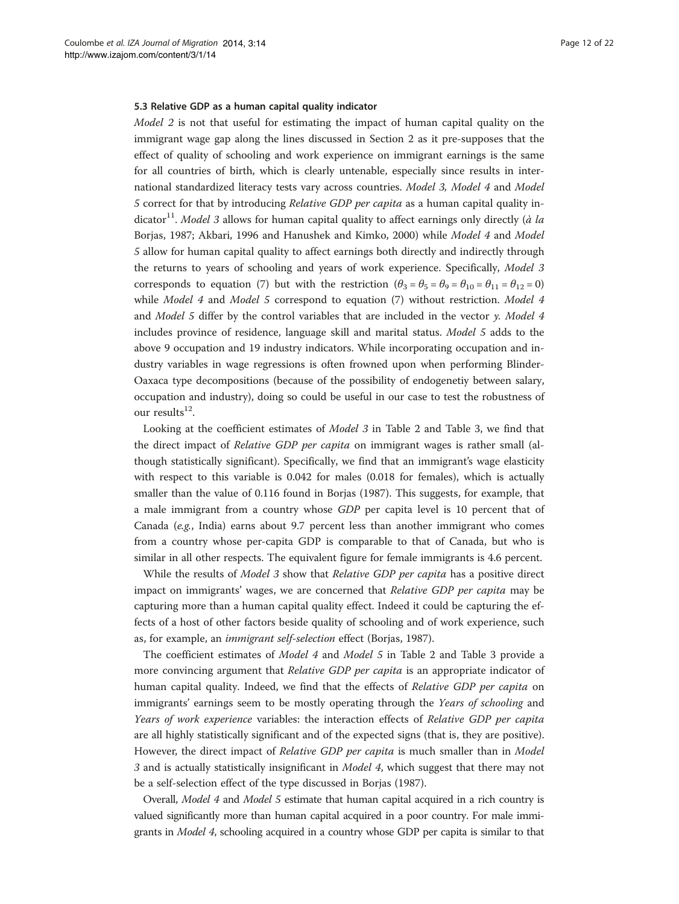### 5.3 Relative GDP as a human capital quality indicator

*Model 2* is not that useful for estimating the impact of human capital quality on the immigrant wage gap along the lines discussed in Section 2 as it pre-supposes that the effect of quality of schooling and work experience on immigrant earnings is the same for all countries of birth, which is clearly untenable, especially since results in international standardized literacy tests vary across countries. *Model 3, Model 4* and *Model 5* correct for that by introducing *Relative GDP per capita* as a human capital quality indicator[11]. *Model 3* allows for human capital quality to affect earnings only directly (*à la* Borjas, 1987; Akbari, 1996 and Hanushek and Kimko, 2000) while *Model 4* and *Model 5* allow for human capital quality to affect earnings both directly and indirectly through the returns to years of schooling and years of work experience. Specifically, *Model 3* corresponds to equation (7) but with the restriction ($\theta_3 = \theta_5 = \theta_9 = \theta_{10} = \theta_{11} = \theta_{12} = 0$) while *Model 4* and *Model 5* correspond to equation (7) without restriction. *Model 4* and *Model 5* differ by the control variables that are included in the vector *y*. *Model 4* includes province of residence, language skill and marital status. *Model 5* adds to the above 9 occupation and 19 industry indicators. While incorporating occupation and industry variables in wage regressions is often frowned upon when performing Blinder-Oaxaca type decompositions (because of the possibility of endogenetiy between salary, occupation and industry), doing so could be useful in our case to test the robustness of our results[12].

Looking at the coefficient estimates of *Model 3* in Table 2 and Table 3, we find that the direct impact of *Relative GDP per capita* on immigrant wages is rather small (although statistically significant). Specifically, we find that an immigrant's wage elasticity with respect to this variable is 0.042 for males (0.018 for females), which is actually smaller than the value of 0.116 found in Borjas (1987). This suggests, for example, that a male immigrant from a country whose *GDP* per capita level is 10 percent that of Canada (*e.g.*, India) earns about 9.7 percent less than another immigrant who comes from a country whose per-capita GDP is comparable to that of Canada, but who is similar in all other respects. The equivalent figure for female immigrants is 4.6 percent.

While the results of *Model 3* show that *Relative GDP per capita* has a positive direct impact on immigrants' wages, we are concerned that *Relative GDP per capita* may be capturing more than a human capital quality effect. Indeed it could be capturing the effects of a host of other factors beside quality of schooling and of work experience, such as, for example, an *immigrant self-selection* effect (Borjas, 1987).

The coefficient estimates of *Model 4* and *Model 5* in Table 2 and Table 3 provide a more convincing argument that *Relative GDP per capita* is an appropriate indicator of human capital quality. Indeed, we find that the effects of *Relative GDP per capita* on immigrants' earnings seem to be mostly operating through the *Years of schooling* and *Years of work experience* variables: the interaction effects of *Relative GDP per capita* are all highly statistically significant and of the expected signs (that is, they are positive). However, the direct impact of *Relative GDP per capita* is much smaller than in *Model 3* and is actually statistically insignificant in *Model 4*, which suggest that there may not be a self-selection effect of the type discussed in Borjas (1987).

Overall, *Model 4* and *Model 5* estimate that human capital acquired in a rich country is valued significantly more than human capital acquired in a poor country. For male immigrants in *Model 4*, schooling acquired in a country whose GDP per capita is similar to that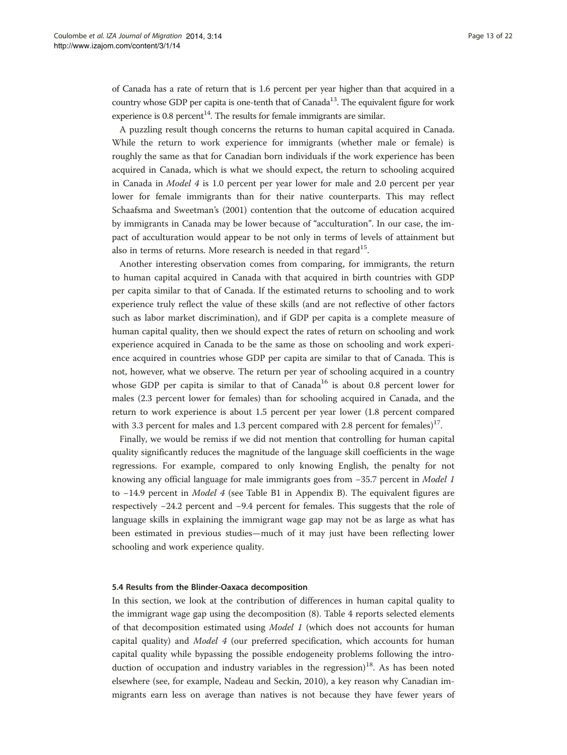of Canada has a rate of return that is 1.6 percent per year higher than that acquired in a country whose GDP per capita is one-tenth that of Canada[13]. The equivalent figure for work experience is 0.8 percent[14]. The results for female immigrants are similar.

A puzzling result though concerns the returns to human capital acquired in Canada. While the return to work experience for immigrants (whether male or female) is roughly the same as that for Canadian born individuals if the work experience has been acquired in Canada, which is what we should expect, the return to schooling acquired in Canada in *Model 4* is 1.0 percent per year lower for male and 2.0 percent per year lower for female immigrants than for their native counterparts. This may reflect Schaafsma and Sweetman's (2001) contention that the outcome of education acquired by immigrants in Canada may be lower because of "acculturation". In our case, the impact of acculturation would appear to be not only in terms of levels of attainment but also in terms of returns. More research is needed in that regard[15].

Another interesting observation comes from comparing, for immigrants, the return to human capital acquired in Canada with that acquired in birth countries with GDP per capita similar to that of Canada. If the estimated returns to schooling and to work experience truly reflect the value of these skills (and are not reflective of other factors such as labor market discrimination), and if GDP per capita is a complete measure of human capital quality, then we should expect the rates of return on schooling and work experience acquired in Canada to be the same as those on schooling and work experience acquired in countries whose GDP per capita are similar to that of Canada. This is not, however, what we observe. The return per year of schooling acquired in a country whose GDP per capita is similar to that of Canada[16] is about 0.8 percent lower for males (2.3 percent lower for females) than for schooling acquired in Canada, and the return to work experience is about 1.5 percent per year lower (1.8 percent compared with 3.3 percent for males and 1.3 percent compared with 2.8 percent for females)[17].

Finally, we would be remiss if we did not mention that controlling for human capital quality significantly reduces the magnitude of the language skill coefficients in the wage regressions. For example, compared to only knowing English, the penalty for not knowing any official language for male immigrants goes from −35.7 percent in *Model 1* to −14.9 percent in *Model 4* (see Table B1 in Appendix B). The equivalent figures are respectively −24.2 percent and −9.4 percent for females. This suggests that the role of language skills in explaining the immigrant wage gap may not be as large as what has been estimated in previous studies—much of it may just have been reflecting lower schooling and work experience quality.

### 5.4 Results from the Blinder-Oaxaca decomposition

In this section, we look at the contribution of differences in human capital quality to the immigrant wage gap using the decomposition (8). Table 4 reports selected elements of that decomposition estimated using *Model 1* (which does not accounts for human capital quality) and *Model 4* (our preferred specification, which accounts for human capital quality while bypassing the possible endogeneity problems following the introduction of occupation and industry variables in the regression)[18]. As has been noted elsewhere (see, for example, Nadeau and Seckin, 2010), a key reason why Canadian immigrants earn less on average than natives is not because they have fewer years of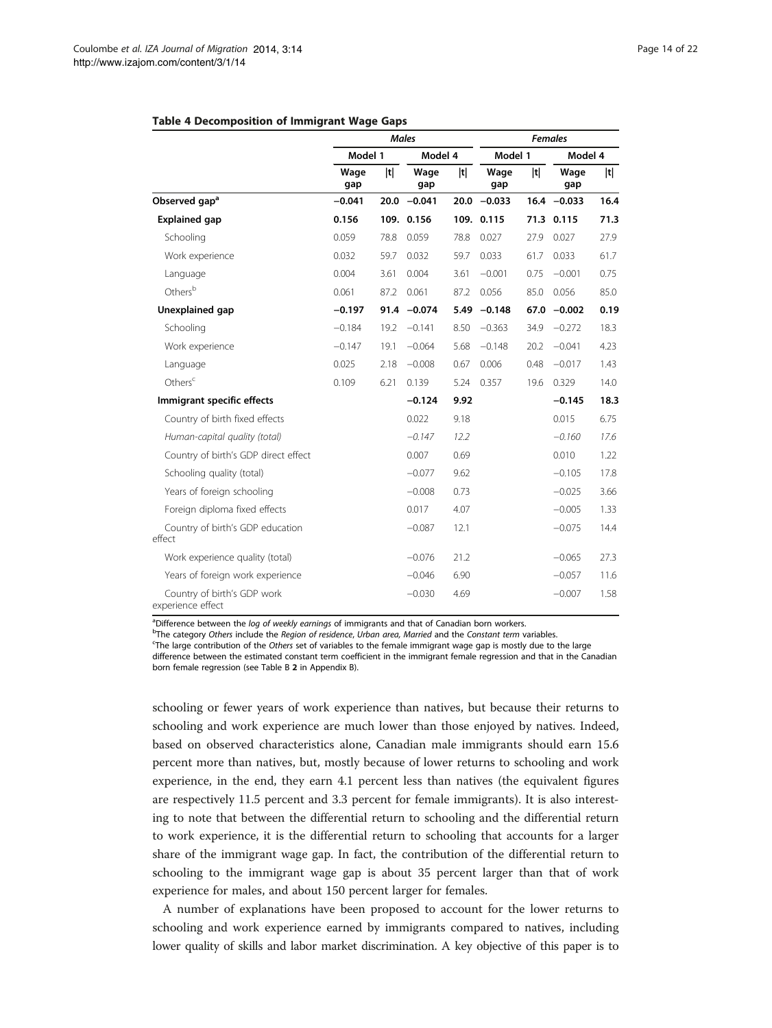**Table 4 Decomposition of Immigrant Wage Gaps**

| | *Males* | | | | *Females* | | | |
|---|---|---|---|---|---|---|---|---|
| | Model 1 | | Model 4 | | Model 1 | | Model 4 | |
| | Wage gap | \|t\| | Wage gap | \|t\| | Wage gap | \|t\| | Wage gap | \|t\| |
| **Observed gap**[a] | **−0.041** | **20.0** | **−0.041** | **20.0** | **−0.033** | **16.4** | **−0.033** | **16.4** |
| **Explained gap** | **0.156** | **109.** | **0.156** | **109.** | **0.115** | **71.3** | **0.115** | **71.3** |
| Schooling | 0.059 | 78.8 | 0.059 | 78.8 | 0.027 | 27.9 | 0.027 | 27.9 |
| Work experience | 0.032 | 59.7 | 0.032 | 59.7 | 0.033 | 61.7 | 0.033 | 61.7 |
| Language | 0.004 | 3.61 | 0.004 | 3.61 | −0.001 | 0.75 | −0.001 | 0.75 |
| Others[b] | 0.061 | 87.2 | 0.061 | 87.2 | 0.056 | 85.0 | 0.056 | 85.0 |
| **Unexplained gap** | **−0.197** | **91.4** | **−0.074** | **5.49** | **−0.148** | **67.0** | **−0.002** | **0.19** |
| Schooling | −0.184 | 19.2 | −0.141 | 8.50 | −0.363 | 34.9 | −0.272 | 18.3 |
| Work experience | −0.147 | 19.1 | −0.064 | 5.68 | −0.148 | 20.2 | −0.041 | 4.23 |
| Language | 0.025 | 2.18 | −0.008 | 0.67 | 0.006 | 0.48 | −0.017 | 1.43 |
| Others[c] | 0.109 | 6.21 | 0.139 | 5.24 | 0.357 | 19.6 | 0.329 | 14.0 |
| **Immigrant specific effects** | | | **−0.124** | **9.92** | | | **−0.145** | **18.3** |
| Country of birth fixed effects | | | 0.022 | 9.18 | | | 0.015 | 6.75 |
| *Human-capital quality (total)* | | | *−0.147* | *12.2* | | | *−0.160* | *17.6* |
| Country of birth's GDP direct effect | | | 0.007 | 0.69 | | | 0.010 | 1.22 |
| Schooling quality (total) | | | −0.077 | 9.62 | | | −0.105 | 17.8 |
| Years of foreign schooling | | | −0.008 | 0.73 | | | −0.025 | 3.66 |
| Foreign diploma fixed effects | | | 0.017 | 4.07 | | | −0.005 | 1.33 |
| Country of birth's GDP education effect | | | −0.087 | 12.1 | | | −0.075 | 14.4 |
| Work experience quality (total) | | | −0.076 | 21.2 | | | −0.065 | 27.3 |
| Years of foreign work experience | | | −0.046 | 6.90 | | | −0.057 | 11.6 |
| Country of birth's GDP work experience effect | | | −0.030 | 4.69 | | | −0.007 | 1.58 |

[a]Difference between the *log of weekly earnings* of immigrants and that of Canadian born workers.
[b]The category *Others* include the *Region of residence*, *Urban area*, *Married* and the *Constant term* variables.
[c]The large contribution of the *Others* set of variables to the female immigrant wage gap is mostly due to the large difference between the estimated constant term coefficient in the immigrant female regression and that in the Canadian born female regression (see Table B **2** in Appendix B).

schooling or fewer years of work experience than natives, but because their returns to schooling and work experience are much lower than those enjoyed by natives. Indeed, based on observed characteristics alone, Canadian male immigrants should earn 15.6 percent more than natives, but, mostly because of lower returns to schooling and work experience, in the end, they earn 4.1 percent less than natives (the equivalent figures are respectively 11.5 percent and 3.3 percent for female immigrants). It is also interesting to note that between the differential return to schooling and the differential return to work experience, it is the differential return to schooling that accounts for a larger share of the immigrant wage gap. In fact, the contribution of the differential return to schooling to the immigrant wage gap is about 35 percent larger than that of work experience for males, and about 150 percent larger for females.

A number of explanations have been proposed to account for the lower returns to schooling and work experience earned by immigrants compared to natives, including lower quality of skills and labor market discrimination. A key objective of this paper is to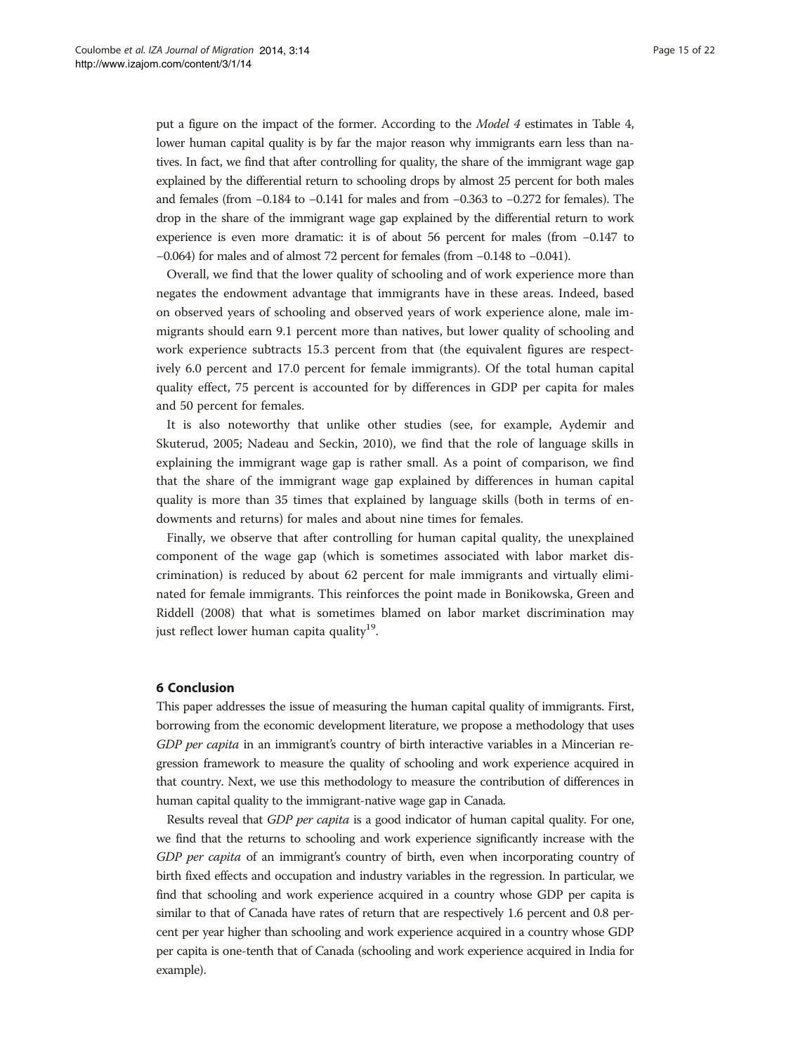put a figure on the impact of the former. According to the *Model 4* estimates in Table 4, lower human capital quality is by far the major reason why immigrants earn less than natives. In fact, we find that after controlling for quality, the share of the immigrant wage gap explained by the differential return to schooling drops by almost 25 percent for both males and females (from −0.184 to −0.141 for males and from −0.363 to −0.272 for females). The drop in the share of the immigrant wage gap explained by the differential return to work experience is even more dramatic: it is of about 56 percent for males (from −0.147 to −0.064) for males and of almost 72 percent for females (from −0.148 to −0.041).

Overall, we find that the lower quality of schooling and of work experience more than negates the endowment advantage that immigrants have in these areas. Indeed, based on observed years of schooling and observed years of work experience alone, male immigrants should earn 9.1 percent more than natives, but lower quality of schooling and work experience subtracts 15.3 percent from that (the equivalent figures are respectively 6.0 percent and 17.0 percent for female immigrants). Of the total human capital quality effect, 75 percent is accounted for by differences in GDP per capita for males and 50 percent for females.

It is also noteworthy that unlike other studies (see, for example, Aydemir and Skuterud, 2005; Nadeau and Seckin, 2010), we find that the role of language skills in explaining the immigrant wage gap is rather small. As a point of comparison, we find that the share of the immigrant wage gap explained by differences in human capital quality is more than 35 times that explained by language skills (both in terms of endowments and returns) for males and about nine times for females.

Finally, we observe that after controlling for human capital quality, the unexplained component of the wage gap (which is sometimes associated with labor market discrimination) is reduced by about 62 percent for male immigrants and virtually eliminated for female immigrants. This reinforces the point made in Bonikowska, Green and Riddell (2008) that what is sometimes blamed on labor market discrimination may just reflect lower human capita quality[19].

## 6 Conclusion

This paper addresses the issue of measuring the human capital quality of immigrants. First, borrowing from the economic development literature, we propose a methodology that uses *GDP per capita* in an immigrant's country of birth interactive variables in a Mincerian regression framework to measure the quality of schooling and work experience acquired in that country. Next, we use this methodology to measure the contribution of differences in human capital quality to the immigrant-native wage gap in Canada.

Results reveal that *GDP per capita* is a good indicator of human capital quality. For one, we find that the returns to schooling and work experience significantly increase with the *GDP per capita* of an immigrant's country of birth, even when incorporating country of birth fixed effects and occupation and industry variables in the regression. In particular, we find that schooling and work experience acquired in a country whose GDP per capita is similar to that of Canada have rates of return that are respectively 1.6 percent and 0.8 percent per year higher than schooling and work experience acquired in a country whose GDP per capita is one-tenth that of Canada (schooling and work experience acquired in India for example).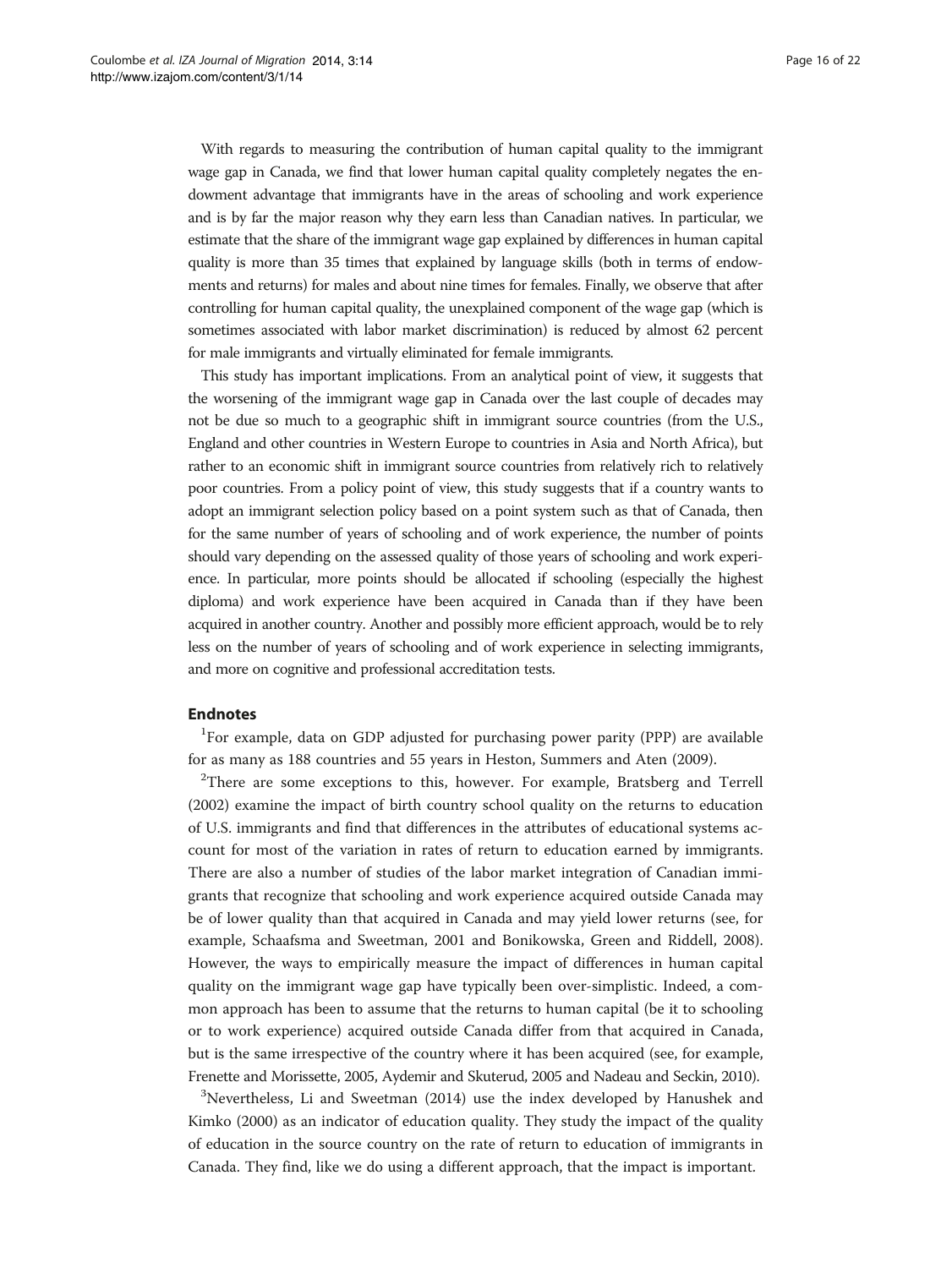With regards to measuring the contribution of human capital quality to the immigrant wage gap in Canada, we find that lower human capital quality completely negates the endowment advantage that immigrants have in the areas of schooling and work experience and is by far the major reason why they earn less than Canadian natives. In particular, we estimate that the share of the immigrant wage gap explained by differences in human capital quality is more than 35 times that explained by language skills (both in terms of endowments and returns) for males and about nine times for females. Finally, we observe that after controlling for human capital quality, the unexplained component of the wage gap (which is sometimes associated with labor market discrimination) is reduced by almost 62 percent for male immigrants and virtually eliminated for female immigrants.

This study has important implications. From an analytical point of view, it suggests that the worsening of the immigrant wage gap in Canada over the last couple of decades may not be due so much to a geographic shift in immigrant source countries (from the U.S., England and other countries in Western Europe to countries in Asia and North Africa), but rather to an economic shift in immigrant source countries from relatively rich to relatively poor countries. From a policy point of view, this study suggests that if a country wants to adopt an immigrant selection policy based on a point system such as that of Canada, then for the same number of years of schooling and of work experience, the number of points should vary depending on the assessed quality of those years of schooling and work experience. In particular, more points should be allocated if schooling (especially the highest diploma) and work experience have been acquired in Canada than if they have been acquired in another country. Another and possibly more efficient approach, would be to rely less on the number of years of schooling and of work experience in selecting immigrants, and more on cognitive and professional accreditation tests.

## Endnotes

[1]For example, data on GDP adjusted for purchasing power parity (PPP) are available for as many as 188 countries and 55 years in Heston, Summers and Aten (2009).

[2]There are some exceptions to this, however. For example, Bratsberg and Terrell (2002) examine the impact of birth country school quality on the returns to education of U.S. immigrants and find that differences in the attributes of educational systems account for most of the variation in rates of return to education earned by immigrants. There are also a number of studies of the labor market integration of Canadian immigrants that recognize that schooling and work experience acquired outside Canada may be of lower quality than that acquired in Canada and may yield lower returns (see, for example, Schaafsma and Sweetman, 2001 and Bonikowska, Green and Riddell, 2008). However, the ways to empirically measure the impact of differences in human capital quality on the immigrant wage gap have typically been over-simplistic. Indeed, a common approach has been to assume that the returns to human capital (be it to schooling or to work experience) acquired outside Canada differ from that acquired in Canada, but is the same irrespective of the country where it has been acquired (see, for example, Frenette and Morissette, 2005, Aydemir and Skuterud, 2005 and Nadeau and Seckin, 2010).

[3]Nevertheless, Li and Sweetman (2014) use the index developed by Hanushek and Kimko (2000) as an indicator of education quality. They study the impact of the quality of education in the source country on the rate of return to education of immigrants in Canada. They find, like we do using a different approach, that the impact is important.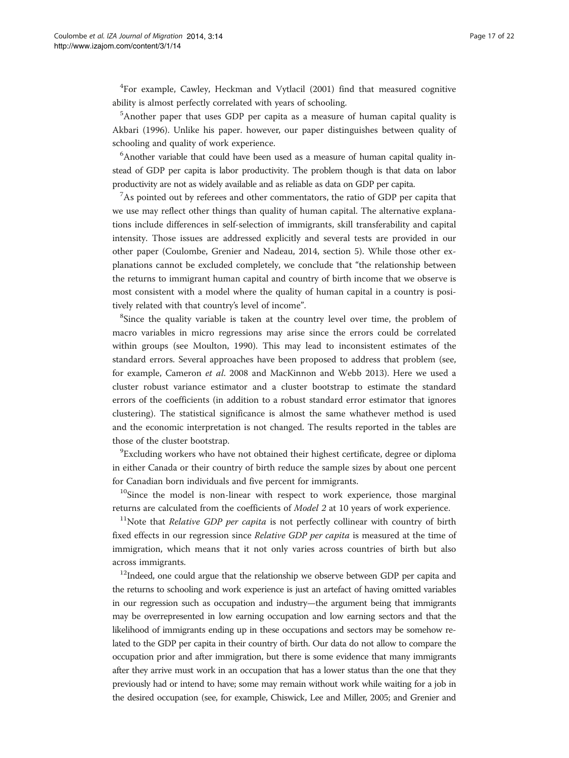[4]For example, Cawley, Heckman and Vytlacil (2001) find that measured cognitive ability is almost perfectly correlated with years of schooling.

[5]Another paper that uses GDP per capita as a measure of human capital quality is Akbari (1996). Unlike his paper. however, our paper distinguishes between quality of schooling and quality of work experience.

[6]Another variable that could have been used as a measure of human capital quality instead of GDP per capita is labor productivity. The problem though is that data on labor productivity are not as widely available and as reliable as data on GDP per capita.

[7]As pointed out by referees and other commentators, the ratio of GDP per capita that we use may reflect other things than quality of human capital. The alternative explanations include differences in self-selection of immigrants, skill transferability and capital intensity. Those issues are addressed explicitly and several tests are provided in our other paper (Coulombe, Grenier and Nadeau, 2014, section 5). While those other explanations cannot be excluded completely, we conclude that "the relationship between the returns to immigrant human capital and country of birth income that we observe is most consistent with a model where the quality of human capital in a country is positively related with that country's level of income".

[8]Since the quality variable is taken at the country level over time, the problem of macro variables in micro regressions may arise since the errors could be correlated within groups (see Moulton, 1990). This may lead to inconsistent estimates of the standard errors. Several approaches have been proposed to address that problem (see, for example, Cameron *et al.* 2008 and MacKinnon and Webb 2013). Here we used a cluster robust variance estimator and a cluster bootstrap to estimate the standard errors of the coefficients (in addition to a robust standard error estimator that ignores clustering). The statistical significance is almost the same whathever method is used and the economic interpretation is not changed. The results reported in the tables are those of the cluster bootstrap.

[9]Excluding workers who have not obtained their highest certificate, degree or diploma in either Canada or their country of birth reduce the sample sizes by about one percent for Canadian born individuals and five percent for immigrants.

[10]Since the model is non-linear with respect to work experience, those marginal returns are calculated from the coefficients of *Model 2* at 10 years of work experience.

[11]Note that *Relative GDP per capita* is not perfectly collinear with country of birth fixed effects in our regression since *Relative GDP per capita* is measured at the time of immigration, which means that it not only varies across countries of birth but also across immigrants.

[12]Indeed, one could argue that the relationship we observe between GDP per capita and the returns to schooling and work experience is just an artefact of having omitted variables in our regression such as occupation and industry—the argument being that immigrants may be overrepresented in low earning occupation and low earning sectors and that the likelihood of immigrants ending up in these occupations and sectors may be somehow related to the GDP per capita in their country of birth. Our data do not allow to compare the occupation prior and after immigration, but there is some evidence that many immigrants after they arrive must work in an occupation that has a lower status than the one that they previously had or intend to have; some may remain without work while waiting for a job in the desired occupation (see, for example, Chiswick, Lee and Miller, 2005; and Grenier and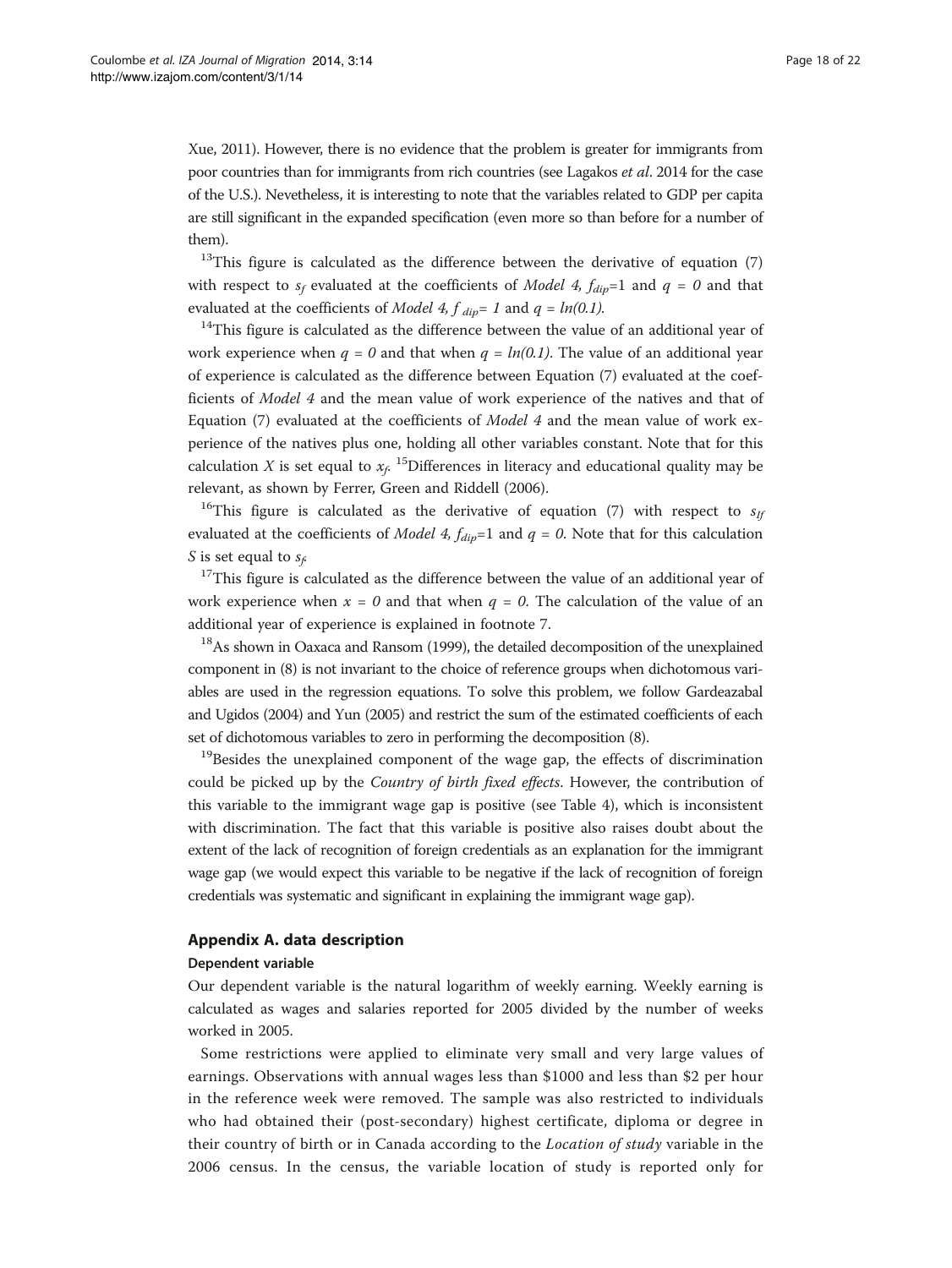Xue, 2011). However, there is no evidence that the problem is greater for immigrants from poor countries than for immigrants from rich countries (see Lagakos *et al*. 2014 for the case of the U.S.). Nevetheless, it is interesting to note that the variables related to GDP per capita are still significant in the expanded specification (even more so than before for a number of them).

[13]This figure is calculated as the difference between the derivative of equation (7) with respect to $s_f$ evaluated at the coefficients of *Model 4*, $f_{dip}$=1 and $q = 0$ and that evaluated at the coefficients of *Model 4*, $f_{dip}$= *1* and $q = ln(0.1)$.

[14]This figure is calculated as the difference between the value of an additional year of work experience when $q = 0$ and that when $q = ln(0.1)$. The value of an additional year of experience is calculated as the difference between Equation (7) evaluated at the coefficients of *Model 4* and the mean value of work experience of the natives and that of Equation (7) evaluated at the coefficients of *Model 4* and the mean value of work experience of the natives plus one, holding all other variables constant. Note that for this calculation $X$ is set equal to $x_f$. [15]Differences in literacy and educational quality may be relevant, as shown by Ferrer, Green and Riddell (2006).

[16]This figure is calculated as the derivative of equation (7) with respect to $s_{If}$ evaluated at the coefficients of *Model 4*, $f_{dip}$=1 and $q = 0$. Note that for this calculation $S$ is set equal to $s_f$.

[17]This figure is calculated as the difference between the value of an additional year of work experience when $x = 0$ and that when $q = 0$. The calculation of the value of an additional year of experience is explained in footnote 7.

[18]As shown in Oaxaca and Ransom (1999), the detailed decomposition of the unexplained component in (8) is not invariant to the choice of reference groups when dichotomous variables are used in the regression equations. To solve this problem, we follow Gardeazabal and Ugidos (2004) and Yun (2005) and restrict the sum of the estimated coefficients of each set of dichotomous variables to zero in performing the decomposition (8).

[19]Besides the unexplained component of the wage gap, the effects of discrimination could be picked up by the *Country of birth fixed effects*. However, the contribution of this variable to the immigrant wage gap is positive (see Table 4), which is inconsistent with discrimination. The fact that this variable is positive also raises doubt about the extent of the lack of recognition of foreign credentials as an explanation for the immigrant wage gap (we would expect this variable to be negative if the lack of recognition of foreign credentials was systematic and significant in explaining the immigrant wage gap).

## Appendix A. data description

### Dependent variable

Our dependent variable is the natural logarithm of weekly earning. Weekly earning is calculated as wages and salaries reported for 2005 divided by the number of weeks worked in 2005.

Some restrictions were applied to eliminate very small and very large values of earnings. Observations with annual wages less than \$1000 and less than \$2 per hour in the reference week were removed. The sample was also restricted to individuals who had obtained their (post-secondary) highest certificate, diploma or degree in their country of birth or in Canada according to the *Location of study* variable in the 2006 census. In the census, the variable location of study is reported only for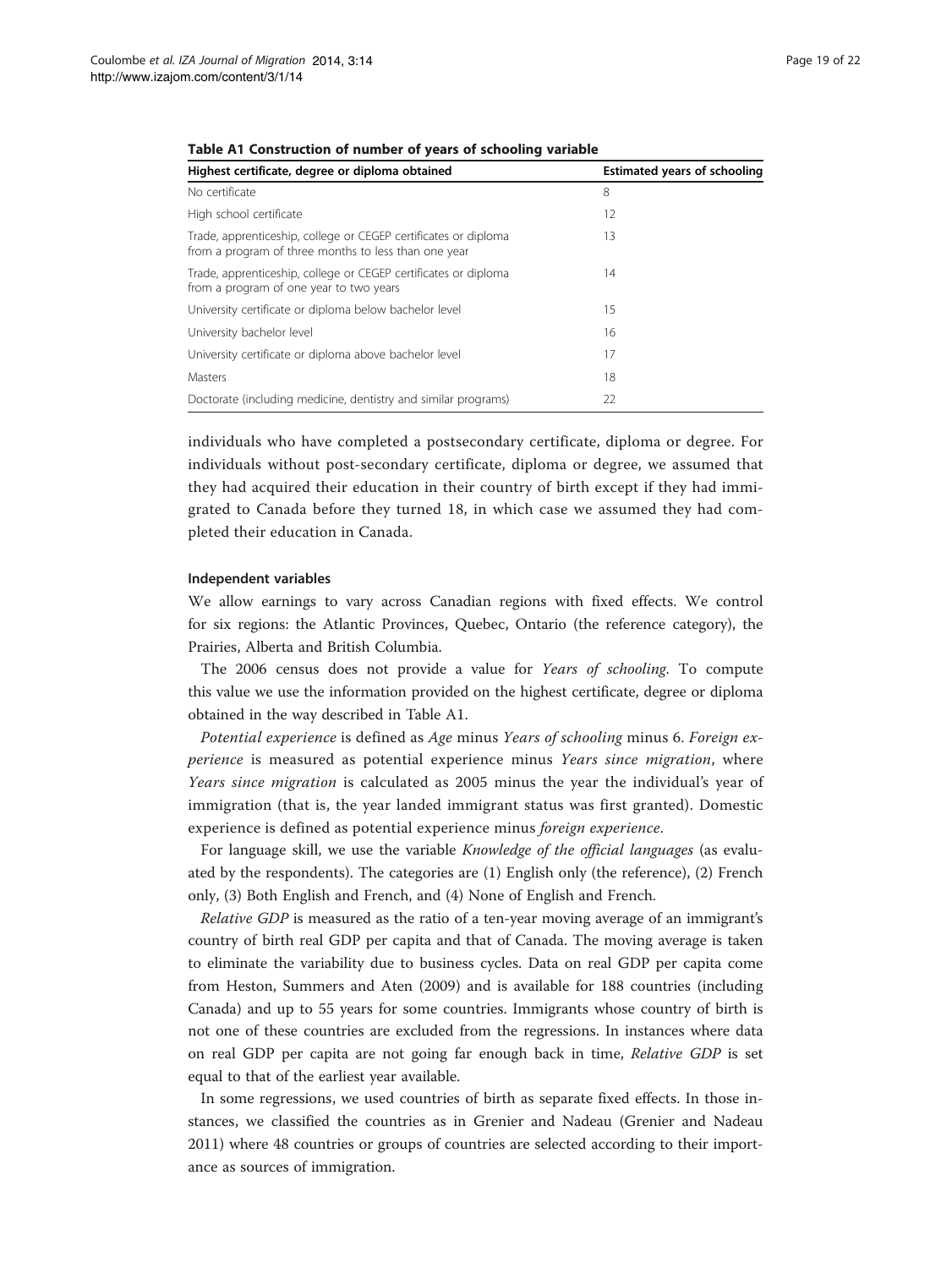**Table A1 Construction of number of years of schooling variable**

| Highest certificate, degree or diploma obtained | Estimated years of schooling |
|---|---|
| No certificate | 8 |
| High school certificate | 12 |
| Trade, apprenticeship, college or CEGEP certificates or diploma from a program of three months to less than one year | 13 |
| Trade, apprenticeship, college or CEGEP certificates or diploma from a program of one year to two years | 14 |
| University certificate or diploma below bachelor level | 15 |
| University bachelor level | 16 |
| University certificate or diploma above bachelor level | 17 |
| Masters | 18 |
| Doctorate (including medicine, dentistry and similar programs) | 22 |

individuals who have completed a postsecondary certificate, diploma or degree. For individuals without post-secondary certificate, diploma or degree, we assumed that they had acquired their education in their country of birth except if they had immigrated to Canada before they turned 18, in which case we assumed they had completed their education in Canada.

#### Independent variables

We allow earnings to vary across Canadian regions with fixed effects. We control for six regions: the Atlantic Provinces, Quebec, Ontario (the reference category), the Prairies, Alberta and British Columbia.

The 2006 census does not provide a value for *Years of schooling*. To compute this value we use the information provided on the highest certificate, degree or diploma obtained in the way described in Table A1.

*Potential experience* is defined as *Age* minus *Years of schooling* minus 6. *Foreign experience* is measured as potential experience minus *Years since migration*, where *Years since migration* is calculated as 2005 minus the year the individual's year of immigration (that is, the year landed immigrant status was first granted). Domestic experience is defined as potential experience minus *foreign experience*.

For language skill, we use the variable *Knowledge of the official languages* (as evaluated by the respondents). The categories are (1) English only (the reference), (2) French only, (3) Both English and French, and (4) None of English and French.

*Relative GDP* is measured as the ratio of a ten-year moving average of an immigrant's country of birth real GDP per capita and that of Canada. The moving average is taken to eliminate the variability due to business cycles. Data on real GDP per capita come from Heston, Summers and Aten (2009) and is available for 188 countries (including Canada) and up to 55 years for some countries. Immigrants whose country of birth is not one of these countries are excluded from the regressions. In instances where data on real GDP per capita are not going far enough back in time, *Relative GDP* is set equal to that of the earliest year available.

In some regressions, we used countries of birth as separate fixed effects. In those instances, we classified the countries as in Grenier and Nadeau (Grenier and Nadeau 2011) where 48 countries or groups of countries are selected according to their importance as sources of immigration.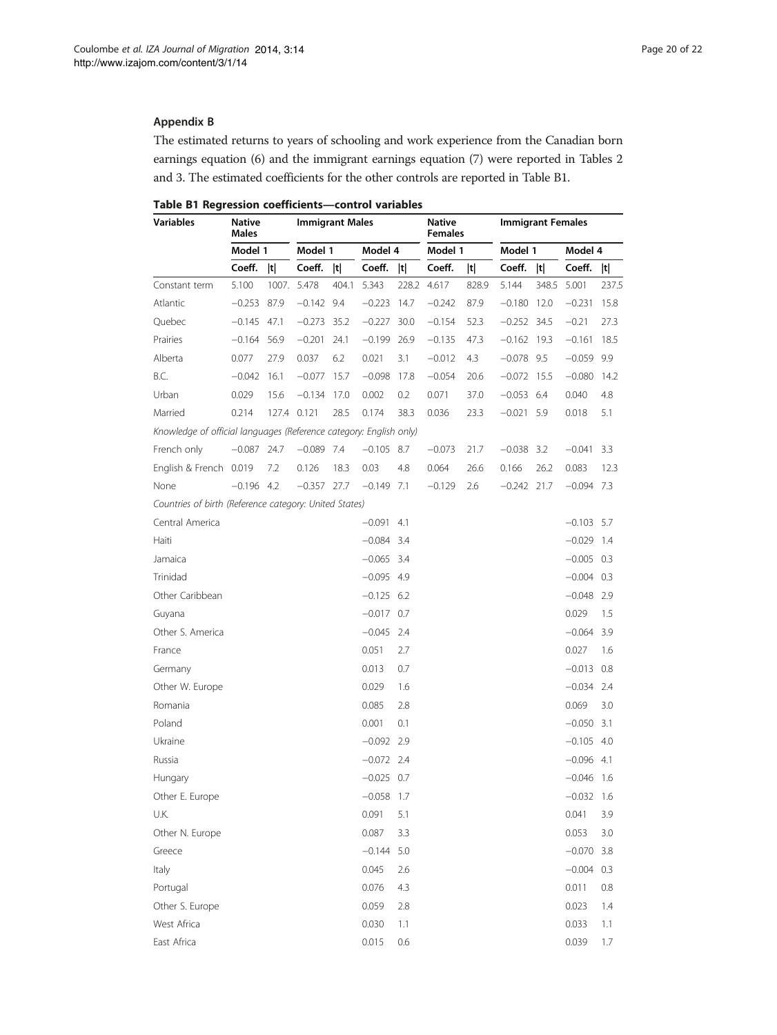## Appendix B

The estimated returns to years of schooling and work experience from the Canadian born earnings equation (6) and the immigrant earnings equation (7) were reported in Tables 2 and 3. The estimated coefficients for the other controls are reported in Table B1.

**Table B1 Regression coefficients—control variables**

| Variables | Native Males | | Immigrant Males | | | | Native Females | | Immigrant Females | | | |
|---|---|---|---|---|---|---|---|---|---|---|---|---|
| | Model 1 | | Model 1 | | Model 4 | | Model 1 | | Model 1 | | Model 4 | |
| | Coeff. | \|t\| | Coeff. | \|t\| | Coeff. | \|t\| | Coeff. | \|t\| | Coeff. | \|t\| | Coeff. | \|t\| |
| Constant term | 5.100 | 1007. | 5.478 | 404.1 | 5.343 | 228.2 | 4.617 | 828.9 | 5.144 | 348.5 | 5.001 | 237.5 |
| Atlantic | −0.253 | 87.9 | −0.142 | 9.4 | −0.223 | 14.7 | −0.242 | 87.9 | −0.180 | 12.0 | −0.231 | 15.8 |
| Quebec | −0.145 | 47.1 | −0.273 | 35.2 | −0.227 | 30.0 | −0.154 | 52.3 | −0.252 | 34.5 | −0.21 | 27.3 |
| Prairies | −0.164 | 56.9 | −0.201 | 24.1 | −0.199 | 26.9 | −0.135 | 47.3 | −0.162 | 19.3 | −0.161 | 18.5 |
| Alberta | 0.077 | 27.9 | 0.037 | 6.2 | 0.021 | 3.1 | −0.012 | 4.3 | −0.078 | 9.5 | −0.059 | 9.9 |
| B.C. | −0.042 | 16.1 | −0.077 | 15.7 | −0.098 | 17.8 | −0.054 | 20.6 | −0.072 | 15.5 | −0.080 | 14.2 |
| Urban | 0.029 | 15.6 | −0.134 | 17.0 | 0.002 | 0.2 | 0.071 | 37.0 | −0.053 | 6.4 | 0.040 | 4.8 |
| Married | 0.214 | 127.4 | 0.121 | 28.5 | 0.174 | 38.3 | 0.036 | 23.3 | −0.021 | 5.9 | 0.018 | 5.1 |
| *Knowledge of official languages (Reference category: English only)* | | | | | | | | | | | | |
| French only | −0.087 | 24.7 | −0.089 | 7.4 | −0.105 | 8.7 | −0.073 | 21.7 | −0.038 | 3.2 | −0.041 | 3.3 |
| English & French | 0.019 | 7.2 | 0.126 | 18.3 | 0.03 | 4.8 | 0.064 | 26.6 | 0.166 | 26.2 | 0.083 | 12.3 |
| None | −0.196 | 4.2 | −0.357 | 27.7 | −0.149 | 7.1 | −0.129 | 2.6 | −0.242 | 21.7 | −0.094 | 7.3 |
| *Countries of birth (Reference category: United States)* | | | | | | | | | | | | |
| Central America | | | | | −0.091 | 4.1 | | | | | −0.103 | 5.7 |
| Haiti | | | | | −0.084 | 3.4 | | | | | −0.029 | 1.4 |
| Jamaica | | | | | −0.065 | 3.4 | | | | | −0.005 | 0.3 |
| Trinidad | | | | | −0.095 | 4.9 | | | | | −0.004 | 0.3 |
| Other Caribbean | | | | | −0.125 | 6.2 | | | | | −0.048 | 2.9 |
| Guyana | | | | | −0.017 | 0.7 | | | | | 0.029 | 1.5 |
| Other S. America | | | | | −0.045 | 2.4 | | | | | −0.064 | 3.9 |
| France | | | | | 0.051 | 2.7 | | | | | 0.027 | 1.6 |
| Germany | | | | | 0.013 | 0.7 | | | | | −0.013 | 0.8 |
| Other W. Europe | | | | | 0.029 | 1.6 | | | | | −0.034 | 2.4 |
| Romania | | | | | 0.085 | 2.8 | | | | | 0.069 | 3.0 |
| Poland | | | | | 0.001 | 0.1 | | | | | −0.050 | 3.1 |
| Ukraine | | | | | −0.092 | 2.9 | | | | | −0.105 | 4.0 |
| Russia | | | | | −0.072 | 2.4 | | | | | −0.096 | 4.1 |
| Hungary | | | | | −0.025 | 0.7 | | | | | −0.046 | 1.6 |
| Other E. Europe | | | | | −0.058 | 1.7 | | | | | −0.032 | 1.6 |
| U.K. | | | | | 0.091 | 5.1 | | | | | 0.041 | 3.9 |
| Other N. Europe | | | | | 0.087 | 3.3 | | | | | 0.053 | 3.0 |
| Greece | | | | | −0.144 | 5.0 | | | | | −0.070 | 3.8 |
| Italy | | | | | 0.045 | 2.6 | | | | | −0.004 | 0.3 |
| Portugal | | | | | 0.076 | 4.3 | | | | | 0.011 | 0.8 |
| Other S. Europe | | | | | 0.059 | 2.8 | | | | | 0.023 | 1.4 |
| West Africa | | | | | 0.030 | 1.1 | | | | | 0.033 | 1.1 |
| East Africa | | | | | 0.015 | 0.6 | | | | | 0.039 | 1.7 |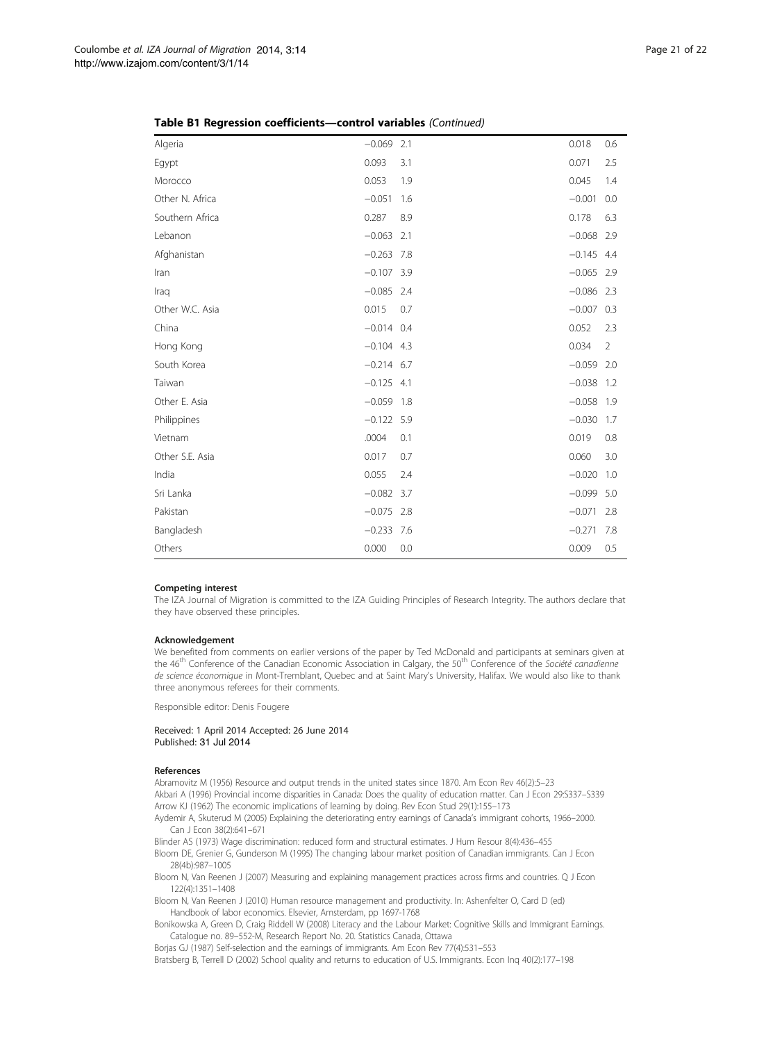**Table B1 Regression coefficients—control variables** *(Continued)*

| | | | | |
|---|---|---|---|---|
| Algeria | −0.069 | 2.1 | 0.018 | 0.6 |
| Egypt | 0.093 | 3.1 | 0.071 | 2.5 |
| Morocco | 0.053 | 1.9 | 0.045 | 1.4 |
| Other N. Africa | −0.051 | 1.6 | −0.001 | 0.0 |
| Southern Africa | 0.287 | 8.9 | 0.178 | 6.3 |
| Lebanon | −0.063 | 2.1 | −0.068 | 2.9 |
| Afghanistan | −0.263 | 7.8 | −0.145 | 4.4 |
| Iran | −0.107 | 3.9 | −0.065 | 2.9 |
| Iraq | −0.085 | 2.4 | −0.086 | 2.3 |
| Other W.C. Asia | 0.015 | 0.7 | −0.007 | 0.3 |
| China | −0.014 | 0.4 | 0.052 | 2.3 |
| Hong Kong | −0.104 | 4.3 | 0.034 | 2 |
| South Korea | −0.214 | 6.7 | −0.059 | 2.0 |
| Taiwan | −0.125 | 4.1 | −0.038 | 1.2 |
| Other E. Asia | −0.059 | 1.8 | −0.058 | 1.9 |
| Philippines | −0.122 | 5.9 | −0.030 | 1.7 |
| Vietnam | .0004 | 0.1 | 0.019 | 0.8 |
| Other S.E. Asia | 0.017 | 0.7 | 0.060 | 3.0 |
| India | 0.055 | 2.4 | −0.020 | 1.0 |
| Sri Lanka | −0.082 | 3.7 | −0.099 | 5.0 |
| Pakistan | −0.075 | 2.8 | −0.071 | 2.8 |
| Bangladesh | −0.233 | 7.6 | −0.271 | 7.8 |
| Others | 0.000 | 0.0 | 0.009 | 0.5 |

#### Competing interest

The IZA Journal of Migration is committed to the IZA Guiding Principles of Research Integrity. The authors declare that they have observed these principles.

#### Acknowledgement

We benefited from comments on earlier versions of the paper by Ted McDonald and participants at seminars given at the 46th Conference of the Canadian Economic Association in Calgary, the 50th Conference of the *Société canadienne de science économique* in Mont-Tremblant, Quebec and at Saint Mary's University, Halifax. We would also like to thank three anonymous referees for their comments.

Responsible editor: Denis Fougere

Received: 1 April 2014 Accepted: 26 June 2014
Published: 31 Jul 2014

#### References

Abramovitz M (1956) Resource and output trends in the united states since 1870. Am Econ Rev 46(2):5–23
Akbari A (1996) Provincial income disparities in Canada: Does the quality of education matter. Can J Econ 29:S337–S339
Arrow KJ (1962) The economic implications of learning by doing. Rev Econ Stud 29(1):155–173
Aydemir A, Skuterud M (2005) Explaining the deteriorating entry earnings of Canada's immigrant cohorts, 1966–2000. Can J Econ 38(2):641–671
Blinder AS (1973) Wage discrimination: reduced form and structural estimates. J Hum Resour 8(4):436–455
Bloom DE, Grenier G, Gunderson M (1995) The changing labour market position of Canadian immigrants. Can J Econ 28(4b):987–1005
Bloom N, Van Reenen J (2007) Measuring and explaining management practices across firms and countries. Q J Econ 122(4):1351–1408
Bloom N, Van Reenen J (2010) Human resource management and productivity. In: Ashenfelter O, Card D (ed) Handbook of labor economics. Elsevier, Amsterdam, pp 1697-1768
Bonikowska A, Green D, Craig Riddell W (2008) Literacy and the Labour Market: Cognitive Skills and Immigrant Earnings. Catalogue no. 89–552-M, Research Report No. 20. Statistics Canada, Ottawa
Borjas GJ (1987) Self-selection and the earnings of immigrants. Am Econ Rev 77(4):531–553
Bratsberg B, Terrell D (2002) School quality and returns to education of U.S. Immigrants. Econ Inq 40(2):177–198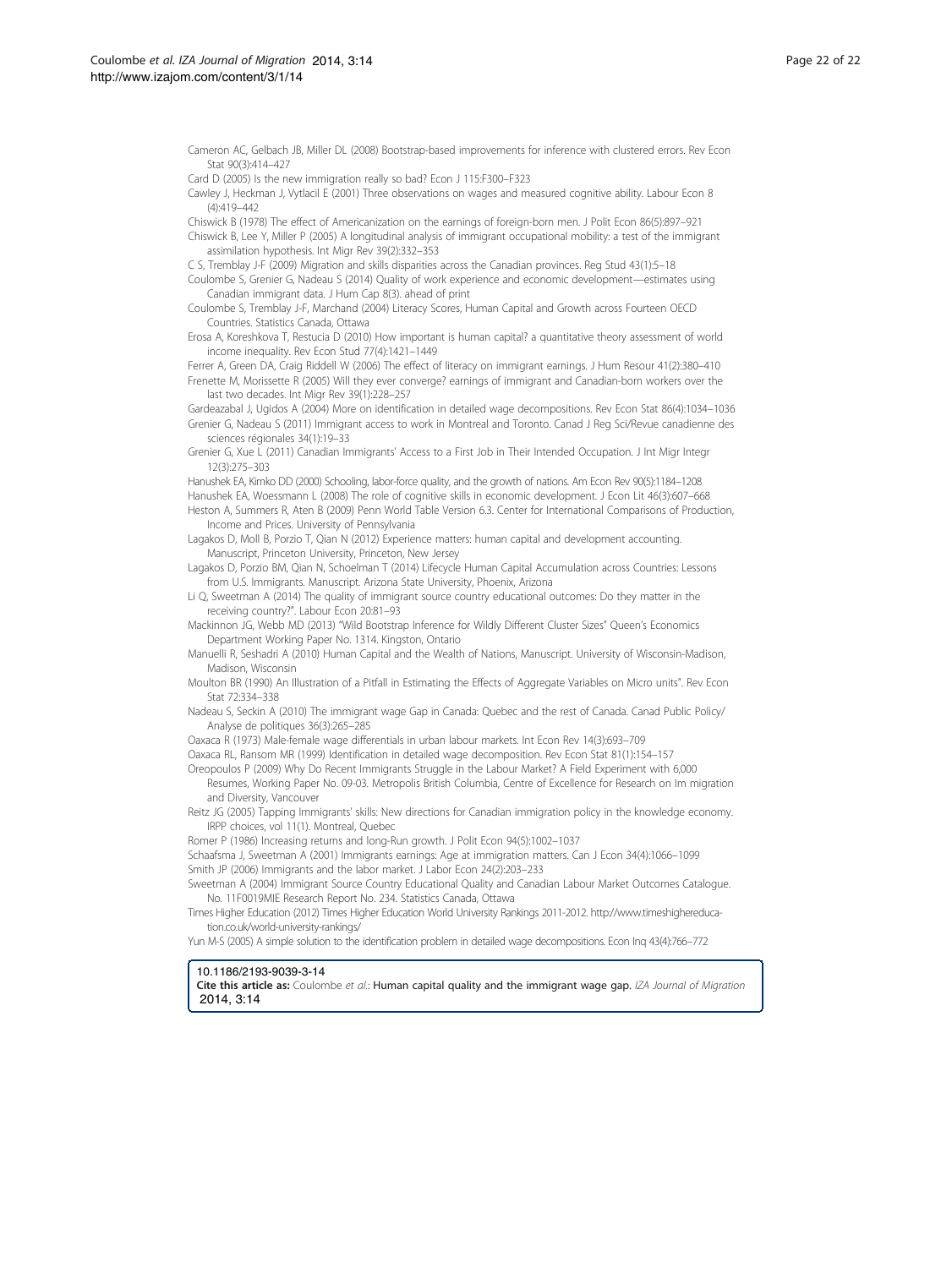Cameron AC, Gelbach JB, Miller DL (2008) Bootstrap-based improvements for inference with clustered errors. Rev Econ Stat 90(3):414–427

Card D (2005) Is the new immigration really so bad? Econ J 115:F300–F323

Cawley J, Heckman J, Vytlacil E (2001) Three observations on wages and measured cognitive ability. Labour Econ 8 (4):419–442

Chiswick B (1978) The effect of Americanization on the earnings of foreign-born men. J Polit Econ 86(5):897–921

Chiswick B, Lee Y, Miller P (2005) A longitudinal analysis of immigrant occupational mobility: a test of the immigrant assimilation hypothesis. Int Migr Rev 39(2):332–353

C S, Tremblay J-F (2009) Migration and skills disparities across the Canadian provinces. Reg Stud 43(1):5–18

Coulombe S, Grenier G, Nadeau S (2014) Quality of work experience and economic development—estimates using Canadian immigrant data. J Hum Cap 8(3). ahead of print

Coulombe S, Tremblay J-F, Marchand (2004) Literacy Scores, Human Capital and Growth across Fourteen OECD Countries. Statistics Canada, Ottawa

Erosa A, Koreshkova T, Restucia D (2010) How important is human capital? a quantitative theory assessment of world income inequality. Rev Econ Stud 77(4):1421–1449

Ferrer A, Green DA, Craig Riddell W (2006) The effect of literacy on immigrant earnings. J Hum Resour 41(2):380–410

Frenette M, Morissette R (2005) Will they ever converge? earnings of immigrant and Canadian-born workers over the last two decades. Int Migr Rev 39(1):228–257

Gardeazabal J, Ugidos A (2004) More on identification in detailed wage decompositions. Rev Econ Stat 86(4):1034–1036

Grenier G, Nadeau S (2011) Immigrant access to work in Montreal and Toronto. Canad J Reg Sci/Revue canadienne des sciences régionales 34(1):19–33

Grenier G, Xue L (2011) Canadian Immigrants' Access to a First Job in Their Intended Occupation. J Int Migr Integr 12(3):275–303

Hanushek EA, Kimko DD (2000) Schooling, labor-force quality, and the growth of nations. Am Econ Rev 90(5):1184–1208

Hanushek EA, Woessmann L (2008) The role of cognitive skills in economic development. J Econ Lit 46(3):607–668

Heston A, Summers R, Aten B (2009) Penn World Table Version 6.3. Center for International Comparisons of Production, Income and Prices. University of Pennsylvania

Lagakos D, Moll B, Porzio T, Qian N (2012) Experience matters: human capital and development accounting. Manuscript, Princeton University, Princeton, New Jersey

Lagakos D, Porzio BM, Qian N, Schoelman T (2014) Lifecycle Human Capital Accumulation across Countries: Lessons from U.S. Immigrants. Manuscript. Arizona State University, Phoenix, Arizona

Li Q, Sweetman A (2014) The quality of immigrant source country educational outcomes: Do they matter in the receiving country?". Labour Econ 20:81–93

Mackinnon JG, Webb MD (2013) "Wild Bootstrap Inference for Wildly Different Cluster Sizes" Queen's Economics Department Working Paper No. 1314. Kingston, Ontario

Manuelli R, Seshadri A (2010) Human Capital and the Wealth of Nations, Manuscript. University of Wisconsin-Madison, Madison, Wisconsin

Moulton BR (1990) An Illustration of a Pitfall in Estimating the Effects of Aggregate Variables on Micro units". Rev Econ Stat 72:334–338

Nadeau S, Seckin A (2010) The immigrant wage Gap in Canada: Quebec and the rest of Canada. Canad Public Policy/ Analyse de politiques 36(3):265–285

Oaxaca R (1973) Male-female wage differentials in urban labour markets. Int Econ Rev 14(3):693–709

Oaxaca RL, Ransom MR (1999) Identification in detailed wage decomposition. Rev Econ Stat 81(1):154–157

Oreopoulos P (2009) Why Do Recent Immigrants Struggle in the Labour Market? A Field Experiment with 6,000 Resumes, Working Paper No. 09-03. Metropolis British Columbia, Centre of Excellence for Research on Im migration and Diversity, Vancouver

Reitz JG (2005) Tapping Immigrants' skills: New directions for Canadian immigration policy in the knowledge economy. IRPP choices, vol 11(1). Montreal, Quebec

Romer P (1986) Increasing returns and long-Run growth. J Polit Econ 94(5):1002–1037

Schaafsma J, Sweetman A (2001) Immigrants earnings: Age at immigration matters. Can J Econ 34(4):1066–1099

Smith JP (2006) Immigrants and the labor market. J Labor Econ 24(2):203–233

Sweetman A (2004) Immigrant Source Country Educational Quality and Canadian Labour Market Outcomes Catalogue. No. 11F0019MIE Research Report No. 234. Statistics Canada, Ottawa

Times Higher Education (2012) Times Higher Education World University Rankings 2011-2012. http://www.timeshighereducation.co.uk/world-university-rankings/

Yun M-S (2005) A simple solution to the identification problem in detailed wage decompositions. Econ Inq 43(4):766–772

10.1186/2193-9039-3-14

**Cite this article as:** Coulombe *et al.*: **Human capital quality and the immigrant wage gap.** *IZA Journal of Migration* 2014, 3:14